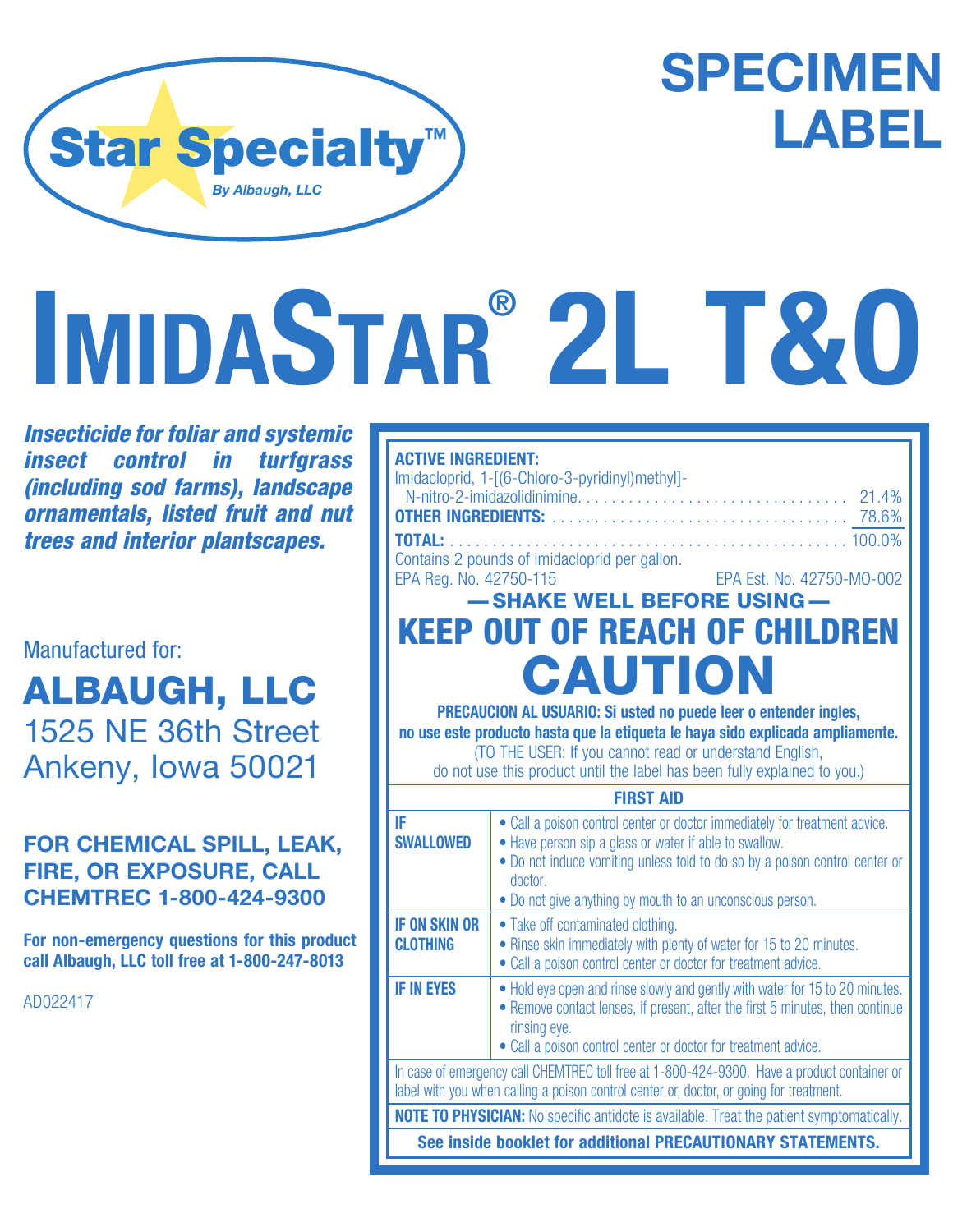Star Specialty™
*By Albaugh, LLC*

# SPECIMEN LABEL

# IMIDASTAR® 2L T&O

***Insecticide for foliar and systemic insect control in turfgrass (including sod farms), landscape ornamentals, listed fruit and nut trees and interior plantscapes.***

Manufactured for:

**ALBAUGH, LLC**
1525 NE 36th Street
Ankeny, Iowa 50021

**FOR CHEMICAL SPILL, LEAK, FIRE, OR EXPOSURE, CALL CHEMTREC 1-800-424-9300**

**For non-emergency questions for this product call Albaugh, LLC toll free at 1-800-247-8013**

AD022417

| | |
|---|---|
| **ACTIVE INGREDIENT:** | |
| Imidacloprid, 1-[(6-Chloro-3-pyridinyl)methyl]-N-nitro-2-imidazolidinimine | 21.4% |
| **OTHER INGREDIENTS:** | 78.6% |
| **TOTAL:** | 100.0% |

Contains 2 pounds of imidacloprid per gallon.

EPA Reg. No. 42750-115  EPA Est. No. 42750-MO-002

**— SHAKE WELL BEFORE USING —**

## KEEP OUT OF REACH OF CHILDREN

## CAUTION

**PRECAUCION AL USUARIO: Si usted no puede leer o entender ingles, no use este producto hasta que la etiqueta le haya sido explicada ampliamente.**
(TO THE USER: If you cannot read or understand English, do not use this product until the label has been fully explained to you.)

| FIRST AID | |
|---|---|
| **IF SWALLOWED** | • Call a poison control center or doctor immediately for treatment advice.<br>• Have person sip a glass or water if able to swallow.<br>• Do not induce vomiting unless told to do so by a poison control center or doctor.<br>• Do not give anything by mouth to an unconscious person. |
| **IF ON SKIN OR CLOTHING** | • Take off contaminated clothing.<br>• Rinse skin immediately with plenty of water for 15 to 20 minutes.<br>• Call a poison control center or doctor for treatment advice. |
| **IF IN EYES** | • Hold eye open and rinse slowly and gently with water for 15 to 20 minutes.<br>• Remove contact lenses, if present, after the first 5 minutes, then continue rinsing eye.<br>• Call a poison control center or doctor for treatment advice. |

In case of emergency call CHEMTREC toll free at 1-800-424-9300. Have a product container or label with you when calling a poison control center or, doctor, or going for treatment.

**NOTE TO PHYSICIAN:** No specific antidote is available. Treat the patient symptomatically.

**See inside booklet for additional PRECAUTIONARY STATEMENTS.**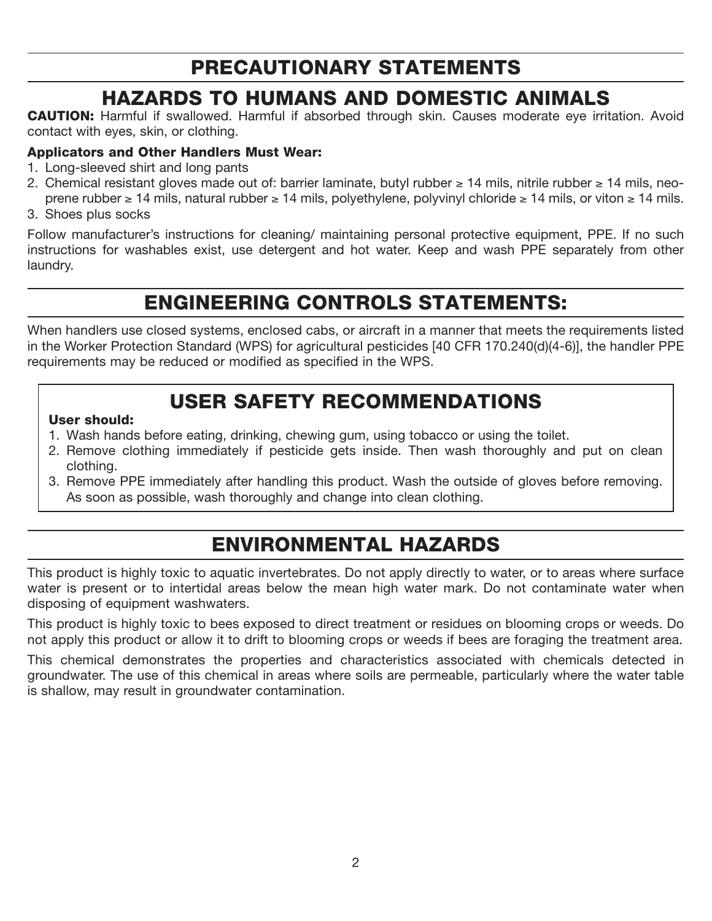# PRECAUTIONARY STATEMENTS

## HAZARDS TO HUMANS AND DOMESTIC ANIMALS

**CAUTION:** Harmful if swallowed. Harmful if absorbed through skin. Causes moderate eye irritation. Avoid contact with eyes, skin, or clothing.

**Applicators and Other Handlers Must Wear:**

1. Long-sleeved shirt and long pants
2. Chemical resistant gloves made out of: barrier laminate, butyl rubber ≥ 14 mils, nitrile rubber ≥ 14 mils, neoprene rubber ≥ 14 mils, natural rubber ≥ 14 mils, polyethylene, polyvinyl chloride ≥ 14 mils, or viton ≥ 14 mils.
3. Shoes plus socks

Follow manufacturer's instructions for cleaning/ maintaining personal protective equipment, PPE. If no such instructions for washables exist, use detergent and hot water. Keep and wash PPE separately from other laundry.

## ENGINEERING CONTROLS STATEMENTS:

When handlers use closed systems, enclosed cabs, or aircraft in a manner that meets the requirements listed in the Worker Protection Standard (WPS) for agricultural pesticides [40 CFR 170.240(d)(4-6)], the handler PPE requirements may be reduced or modified as specified in the WPS.

## USER SAFETY RECOMMENDATIONS

**User should:**

1. Wash hands before eating, drinking, chewing gum, using tobacco or using the toilet.
2. Remove clothing immediately if pesticide gets inside. Then wash thoroughly and put on clean clothing.
3. Remove PPE immediately after handling this product. Wash the outside of gloves before removing. As soon as possible, wash thoroughly and change into clean clothing.

## ENVIRONMENTAL HAZARDS

This product is highly toxic to aquatic invertebrates. Do not apply directly to water, or to areas where surface water is present or to intertidal areas below the mean high water mark. Do not contaminate water when disposing of equipment washwaters.

This product is highly toxic to bees exposed to direct treatment or residues on blooming crops or weeds. Do not apply this product or allow it to drift to blooming crops or weeds if bees are foraging the treatment area.

This chemical demonstrates the properties and characteristics associated with chemicals detected in groundwater. The use of this chemical in areas where soils are permeable, particularly where the water table is shallow, may result in groundwater contamination.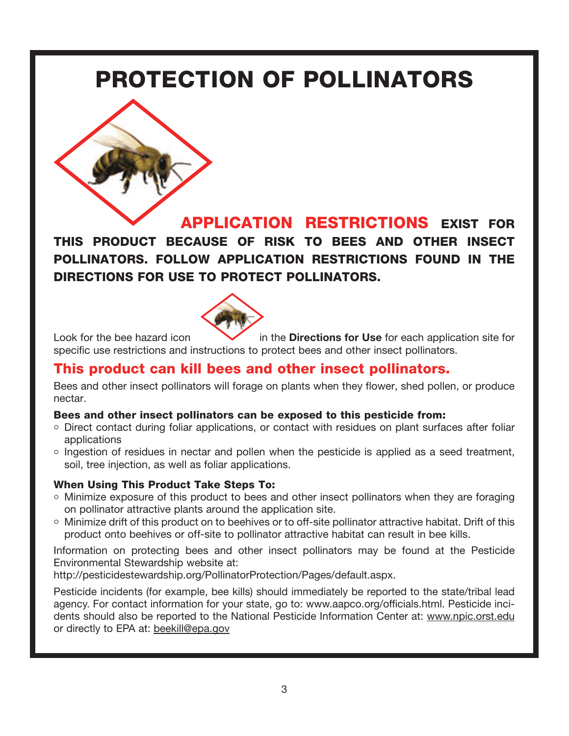# PROTECTION OF POLLINATORS

**APPLICATION RESTRICTIONS EXIST FOR THIS PRODUCT BECAUSE OF RISK TO BEES AND OTHER INSECT POLLINATORS. FOLLOW APPLICATION RESTRICTIONS FOUND IN THE DIRECTIONS FOR USE TO PROTECT POLLINATORS.**

Look for the bee hazard icon in the **Directions for Use** for each application site for specific use restrictions and instructions to protect bees and other insect pollinators.

## This product can kill bees and other insect pollinators.

Bees and other insect pollinators will forage on plants when they flower, shed pollen, or produce nectar.

**Bees and other insect pollinators can be exposed to this pesticide from:**

- Direct contact during foliar applications, or contact with residues on plant surfaces after foliar applications
- Ingestion of residues in nectar and pollen when the pesticide is applied as a seed treatment, soil, tree injection, as well as foliar applications.

**When Using This Product Take Steps To:**

- Minimize exposure of this product to bees and other insect pollinators when they are foraging on pollinator attractive plants around the application site.
- Minimize drift of this product on to beehives or to off-site pollinator attractive habitat. Drift of this product onto beehives or off-site to pollinator attractive habitat can result in bee kills.

Information on protecting bees and other insect pollinators may be found at the Pesticide Environmental Stewardship website at: http://pesticidestewardship.org/PollinatorProtection/Pages/default.aspx.

Pesticide incidents (for example, bee kills) should immediately be reported to the state/tribal lead agency. For contact information for your state, go to: www.aapco.org/officials.html. Pesticide incidents should also be reported to the National Pesticide Information Center at: www.npic.orst.edu or directly to EPA at: beekill@epa.gov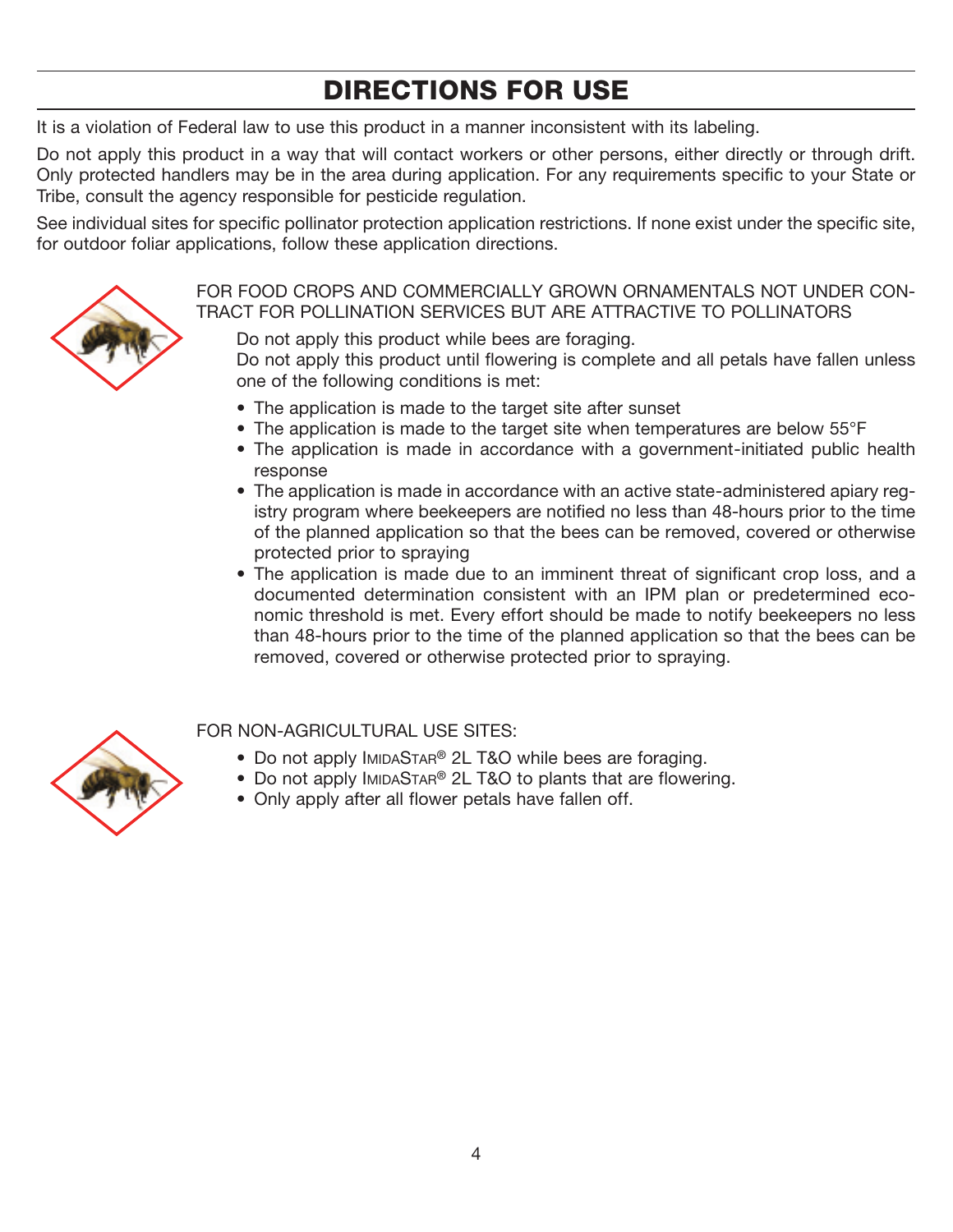# DIRECTIONS FOR USE

It is a violation of Federal law to use this product in a manner inconsistent with its labeling.

Do not apply this product in a way that will contact workers or other persons, either directly or through drift. Only protected handlers may be in the area during application. For any requirements specific to your State or Tribe, consult the agency responsible for pesticide regulation.

See individual sites for specific pollinator protection application restrictions. If none exist under the specific site, for outdoor foliar applications, follow these application directions.

FOR FOOD CROPS AND COMMERCIALLY GROWN ORNAMENTALS NOT UNDER CONTRACT FOR POLLINATION SERVICES BUT ARE ATTRACTIVE TO POLLINATORS

Do not apply this product while bees are foraging.
Do not apply this product until flowering is complete and all petals have fallen unless one of the following conditions is met:

- The application is made to the target site after sunset
- The application is made to the target site when temperatures are below 55°F
- The application is made in accordance with a government-initiated public health response
- The application is made in accordance with an active state-administered apiary registry program where beekeepers are notified no less than 48-hours prior to the time of the planned application so that the bees can be removed, covered or otherwise protected prior to spraying
- The application is made due to an imminent threat of significant crop loss, and a documented determination consistent with an IPM plan or predetermined economic threshold is met. Every effort should be made to notify beekeepers no less than 48-hours prior to the time of the planned application so that the bees can be removed, covered or otherwise protected prior to spraying.

FOR NON-AGRICULTURAL USE SITES:

- Do not apply ImidaStar® 2L T&O while bees are foraging.
- Do not apply ImidaStar® 2L T&O to plants that are flowering.
- Only apply after all flower petals have fallen off.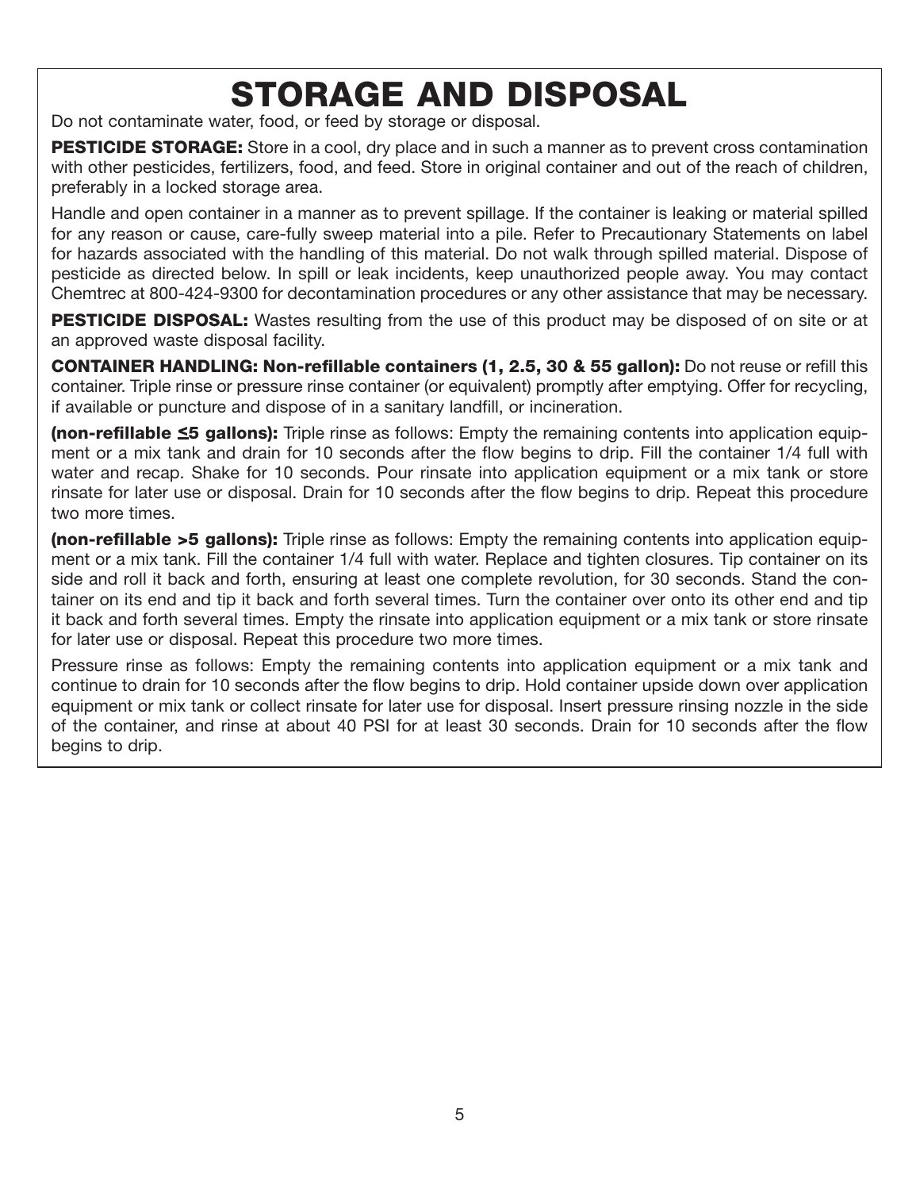# STORAGE AND DISPOSAL

Do not contaminate water, food, or feed by storage or disposal.

**PESTICIDE STORAGE:** Store in a cool, dry place and in such a manner as to prevent cross contamination with other pesticides, fertilizers, food, and feed. Store in original container and out of the reach of children, preferably in a locked storage area.

Handle and open container in a manner as to prevent spillage. If the container is leaking or material spilled for any reason or cause, care-fully sweep material into a pile. Refer to Precautionary Statements on label for hazards associated with the handling of this material. Do not walk through spilled material. Dispose of pesticide as directed below. In spill or leak incidents, keep unauthorized people away. You may contact Chemtrec at 800-424-9300 for decontamination procedures or any other assistance that may be necessary.

**PESTICIDE DISPOSAL:** Wastes resulting from the use of this product may be disposed of on site or at an approved waste disposal facility.

**CONTAINER HANDLING: Non-refillable containers (1, 2.5, 30 & 55 gallon):** Do not reuse or refill this container. Triple rinse or pressure rinse container (or equivalent) promptly after emptying. Offer for recycling, if available or puncture and dispose of in a sanitary landfill, or incineration.

**(non-refillable ≤5 gallons):** Triple rinse as follows: Empty the remaining contents into application equipment or a mix tank and drain for 10 seconds after the flow begins to drip. Fill the container 1/4 full with water and recap. Shake for 10 seconds. Pour rinsate into application equipment or a mix tank or store rinsate for later use or disposal. Drain for 10 seconds after the flow begins to drip. Repeat this procedure two more times.

**(non-refillable >5 gallons):** Triple rinse as follows: Empty the remaining contents into application equipment or a mix tank. Fill the container 1/4 full with water. Replace and tighten closures. Tip container on its side and roll it back and forth, ensuring at least one complete revolution, for 30 seconds. Stand the container on its end and tip it back and forth several times. Turn the container over onto its other end and tip it back and forth several times. Empty the rinsate into application equipment or a mix tank or store rinsate for later use or disposal. Repeat this procedure two more times.

Pressure rinse as follows: Empty the remaining contents into application equipment or a mix tank and continue to drain for 10 seconds after the flow begins to drip. Hold container upside down over application equipment or mix tank or collect rinsate for later use for disposal. Insert pressure rinsing nozzle in the side of the container, and rinse at about 40 PSI for at least 30 seconds. Drain for 10 seconds after the flow begins to drip.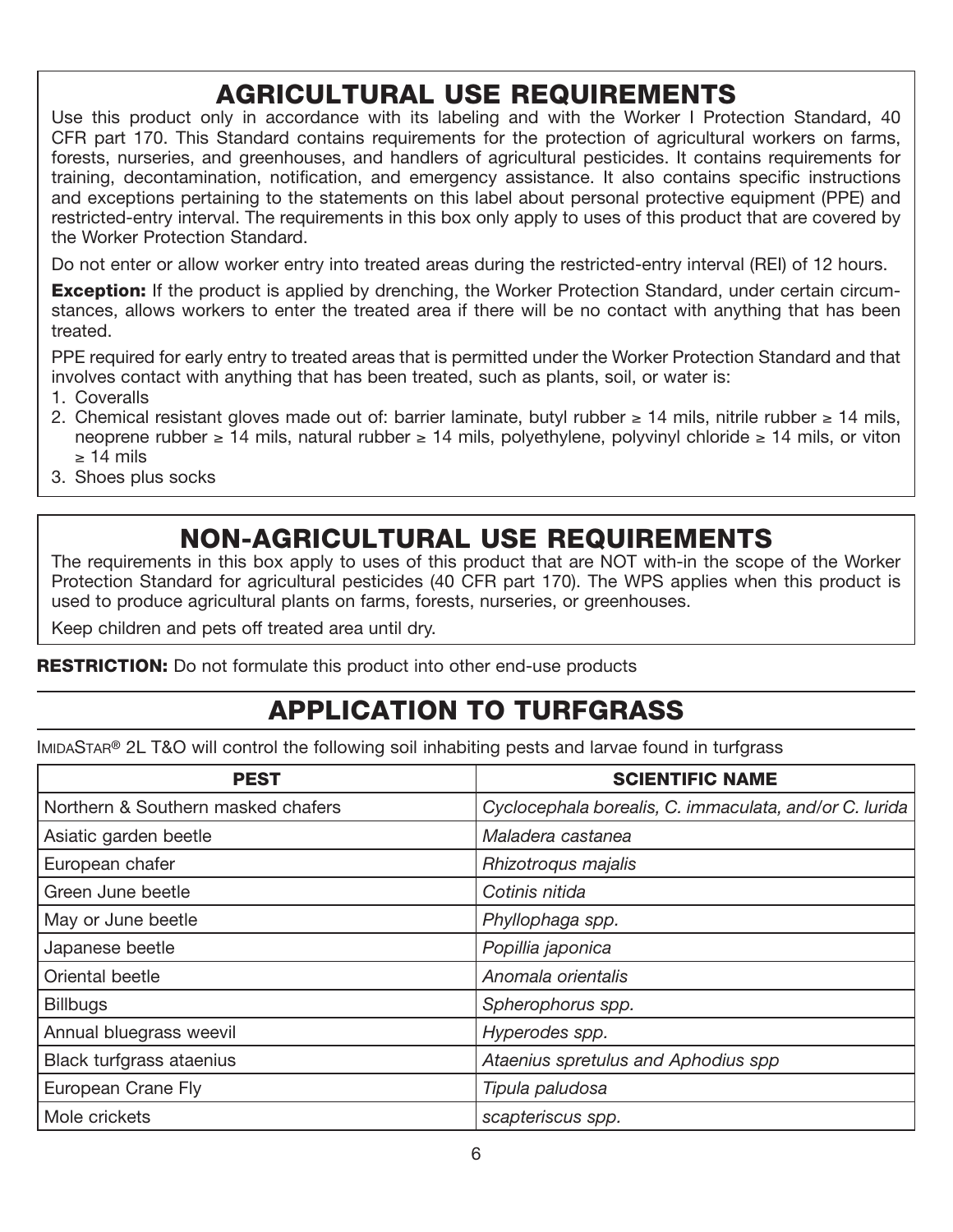## AGRICULTURAL USE REQUIREMENTS

Use this product only in accordance with its labeling and with the Worker I Protection Standard, 40 CFR part 170. This Standard contains requirements for the protection of agricultural workers on farms, forests, nurseries, and greenhouses, and handlers of agricultural pesticides. It contains requirements for training, decontamination, notification, and emergency assistance. It also contains specific instructions and exceptions pertaining to the statements on this label about personal protective equipment (PPE) and restricted-entry interval. The requirements in this box only apply to uses of this product that are covered by the Worker Protection Standard.

Do not enter or allow worker entry into treated areas during the restricted-entry interval (REI) of 12 hours.

**Exception:** If the product is applied by drenching, the Worker Protection Standard, under certain circumstances, allows workers to enter the treated area if there will be no contact with anything that has been treated.

PPE required for early entry to treated areas that is permitted under the Worker Protection Standard and that involves contact with anything that has been treated, such as plants, soil, or water is:

1. Coveralls
2. Chemical resistant gloves made out of: barrier laminate, butyl rubber ≥ 14 mils, nitrile rubber ≥ 14 mils, neoprene rubber ≥ 14 mils, natural rubber ≥ 14 mils, polyethylene, polyvinyl chloride ≥ 14 mils, or viton ≥ 14 mils
3. Shoes plus socks

## NON-AGRICULTURAL USE REQUIREMENTS

The requirements in this box apply to uses of this product that are NOT with-in the scope of the Worker Protection Standard for agricultural pesticides (40 CFR part 170). The WPS applies when this product is used to produce agricultural plants on farms, forests, nurseries, or greenhouses.

Keep children and pets off treated area until dry.

**RESTRICTION:** Do not formulate this product into other end-use products

## APPLICATION TO TURFGRASS

IMIDASTAR® 2L T&O will control the following soil inhabiting pests and larvae found in turfgrass

| PEST | SCIENTIFIC NAME |
|---|---|
| Northern & Southern masked chafers | *Cyclocephala borealis, C. immaculata, and/or C. lurida* |
| Asiatic garden beetle | *Maladera castanea* |
| European chafer | *Rhizotroqus majalis* |
| Green June beetle | *Cotinis nitida* |
| May or June beetle | *Phyllophaga spp.* |
| Japanese beetle | *Popillia japonica* |
| Oriental beetle | *Anomala orientalis* |
| Billbugs | *Spherophorus spp.* |
| Annual bluegrass weevil | *Hyperodes spp.* |
| Black turfgrass ataenius | *Ataenius spretulus and Aphodius spp* |
| European Crane Fly | *Tipula paludosa* |
| Mole crickets | *scapteriscus spp.* |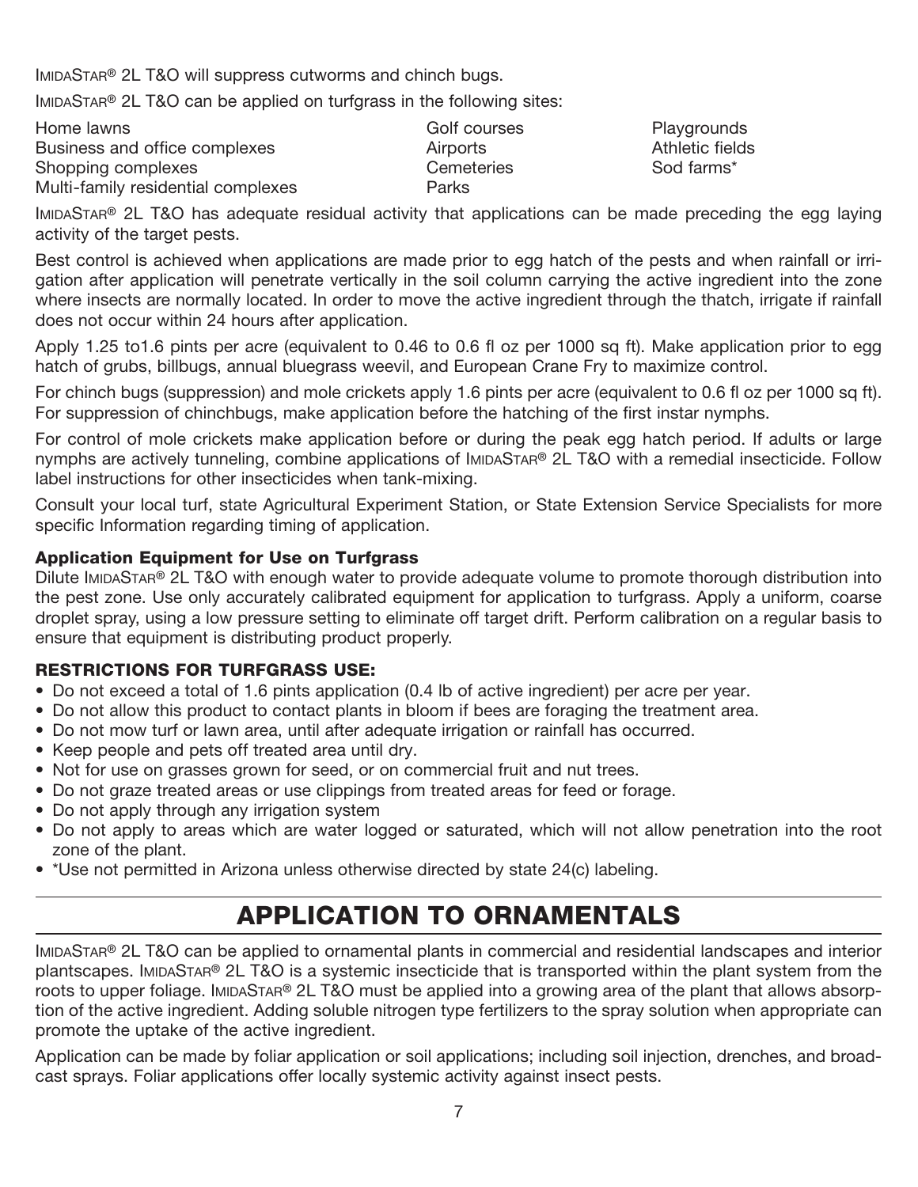IMIDASTAR® 2L T&O will suppress cutworms and chinch bugs.

IMIDASTAR® 2L T&O can be applied on turfgrass in the following sites:

| | | |
|---|---|---|
| Home lawns | Golf courses | Playgrounds |
| Business and office complexes | Airports | Athletic fields |
| Shopping complexes | Cemeteries | Sod farms* |
| Multi-family residential complexes | Parks | |

IMIDASTAR® 2L T&O has adequate residual activity that applications can be made preceding the egg laying activity of the target pests.

Best control is achieved when applications are made prior to egg hatch of the pests and when rainfall or irrigation after application will penetrate vertically in the soil column carrying the active ingredient into the zone where insects are normally located. In order to move the active ingredient through the thatch, irrigate if rainfall does not occur within 24 hours after application.

Apply 1.25 to1.6 pints per acre (equivalent to 0.46 to 0.6 fl oz per 1000 sq ft). Make application prior to egg hatch of grubs, billbugs, annual bluegrass weevil, and European Crane Fry to maximize control.

For chinch bugs (suppression) and mole crickets apply 1.6 pints per acre (equivalent to 0.6 fl oz per 1000 sq ft). For suppression of chinchbugs, make application before the hatching of the first instar nymphs.

For control of mole crickets make application before or during the peak egg hatch period. If adults or large nymphs are actively tunneling, combine applications of IMIDASTAR® 2L T&O with a remedial insecticide. Follow label instructions for other insecticides when tank-mixing.

Consult your local turf, state Agricultural Experiment Station, or State Extension Service Specialists for more specific Information regarding timing of application.

**Application Equipment for Use on Turfgrass**

Dilute IMIDASTAR® 2L T&O with enough water to provide adequate volume to promote thorough distribution into the pest zone. Use only accurately calibrated equipment for application to turfgrass. Apply a uniform, coarse droplet spray, using a low pressure setting to eliminate off target drift. Perform calibration on a regular basis to ensure that equipment is distributing product properly.

**RESTRICTIONS FOR TURFGRASS USE:**

- Do not exceed a total of 1.6 pints application (0.4 lb of active ingredient) per acre per year.
- Do not allow this product to contact plants in bloom if bees are foraging the treatment area.
- Do not mow turf or lawn area, until after adequate irrigation or rainfall has occurred.
- Keep people and pets off treated area until dry.
- Not for use on grasses grown for seed, or on commercial fruit and nut trees.
- Do not graze treated areas or use clippings from treated areas for feed or forage.
- Do not apply through any irrigation system
- Do not apply to areas which are water logged or saturated, which will not allow penetration into the root zone of the plant.
- *Use not permitted in Arizona unless otherwise directed by state 24(c) labeling.

## APPLICATION TO ORNAMENTALS

IMIDASTAR® 2L T&O can be applied to ornamental plants in commercial and residential landscapes and interior plantscapes. IMIDASTAR® 2L T&O is a systemic insecticide that is transported within the plant system from the roots to upper foliage. IMIDASTAR® 2L T&O must be applied into a growing area of the plant that allows absorption of the active ingredient. Adding soluble nitrogen type fertilizers to the spray solution when appropriate can promote the uptake of the active ingredient.

Application can be made by foliar application or soil applications; including soil injection, drenches, and broadcast sprays. Foliar applications offer locally systemic activity against insect pests.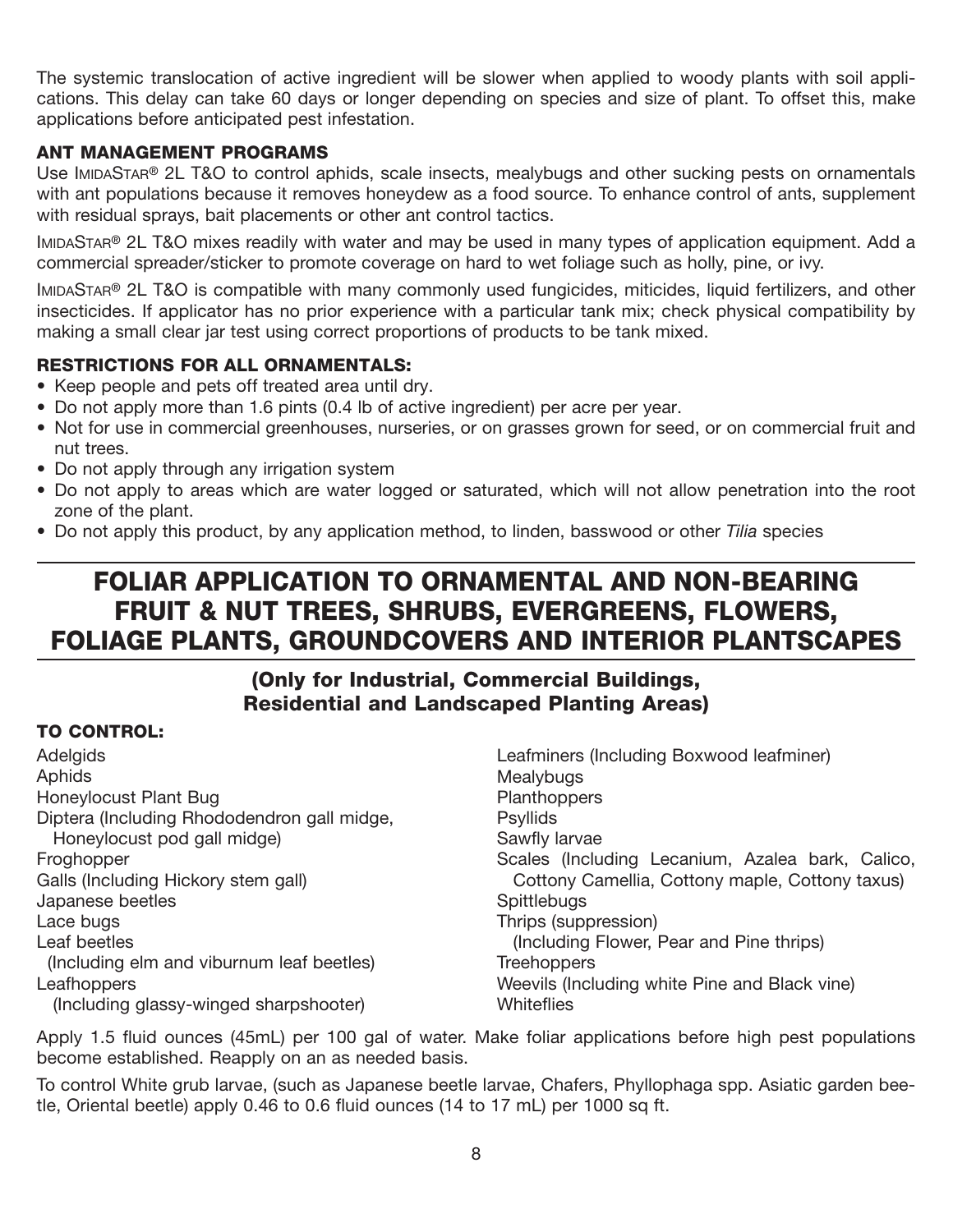The systemic translocation of active ingredient will be slower when applied to woody plants with soil applications. This delay can take 60 days or longer depending on species and size of plant. To offset this, make applications before anticipated pest infestation.

### ANT MANAGEMENT PROGRAMS

Use IMIDASTAR® 2L T&O to control aphids, scale insects, mealybugs and other sucking pests on ornamentals with ant populations because it removes honeydew as a food source. To enhance control of ants, supplement with residual sprays, bait placements or other ant control tactics.

IMIDASTAR® 2L T&O mixes readily with water and may be used in many types of application equipment. Add a commercial spreader/sticker to promote coverage on hard to wet foliage such as holly, pine, or ivy.

IMIDASTAR® 2L T&O is compatible with many commonly used fungicides, miticides, liquid fertilizers, and other insecticides. If applicator has no prior experience with a particular tank mix; check physical compatibility by making a small clear jar test using correct proportions of products to be tank mixed.

### RESTRICTIONS FOR ALL ORNAMENTALS:

- Keep people and pets off treated area until dry.
- Do not apply more than 1.6 pints (0.4 lb of active ingredient) per acre per year.
- Not for use in commercial greenhouses, nurseries, or on grasses grown for seed, or on commercial fruit and nut trees.
- Do not apply through any irrigation system
- Do not apply to areas which are water logged or saturated, which will not allow penetration into the root zone of the plant.
- Do not apply this product, by any application method, to linden, basswood or other *Tilia* species

## FOLIAR APPLICATION TO ORNAMENTAL AND NON-BEARING FRUIT & NUT TREES, SHRUBS, EVERGREENS, FLOWERS, FOLIAGE PLANTS, GROUNDCOVERS AND INTERIOR PLANTSCAPES

### (Only for Industrial, Commercial Buildings, Residential and Landscaped Planting Areas)

### TO CONTROL:

Adelgids
Aphids
Honeylocust Plant Bug
Diptera (Including Rhododendron gall midge, Honeylocust pod gall midge)
Froghopper
Galls (Including Hickory stem gall)
Japanese beetles
Lace bugs
Leaf beetles (Including elm and viburnum leaf beetles)
Leafhoppers (Including glassy-winged sharpshooter)
Leafminers (Including Boxwood leafminer)
Mealybugs
Planthoppers
Psyllids
Sawfly larvae
Scales (Including Lecanium, Azalea bark, Calico, Cottony Camellia, Cottony maple, Cottony taxus)
Spittlebugs
Thrips (suppression) (Including Flower, Pear and Pine thrips)
Treehoppers
Weevils (Including white Pine and Black vine)
Whiteflies

Apply 1.5 fluid ounces (45mL) per 100 gal of water. Make foliar applications before high pest populations become established. Reapply on an as needed basis.

To control White grub larvae, (such as Japanese beetle larvae, Chafers, Phyllophaga spp. Asiatic garden beetle, Oriental beetle) apply 0.46 to 0.6 fluid ounces (14 to 17 mL) per 1000 sq ft.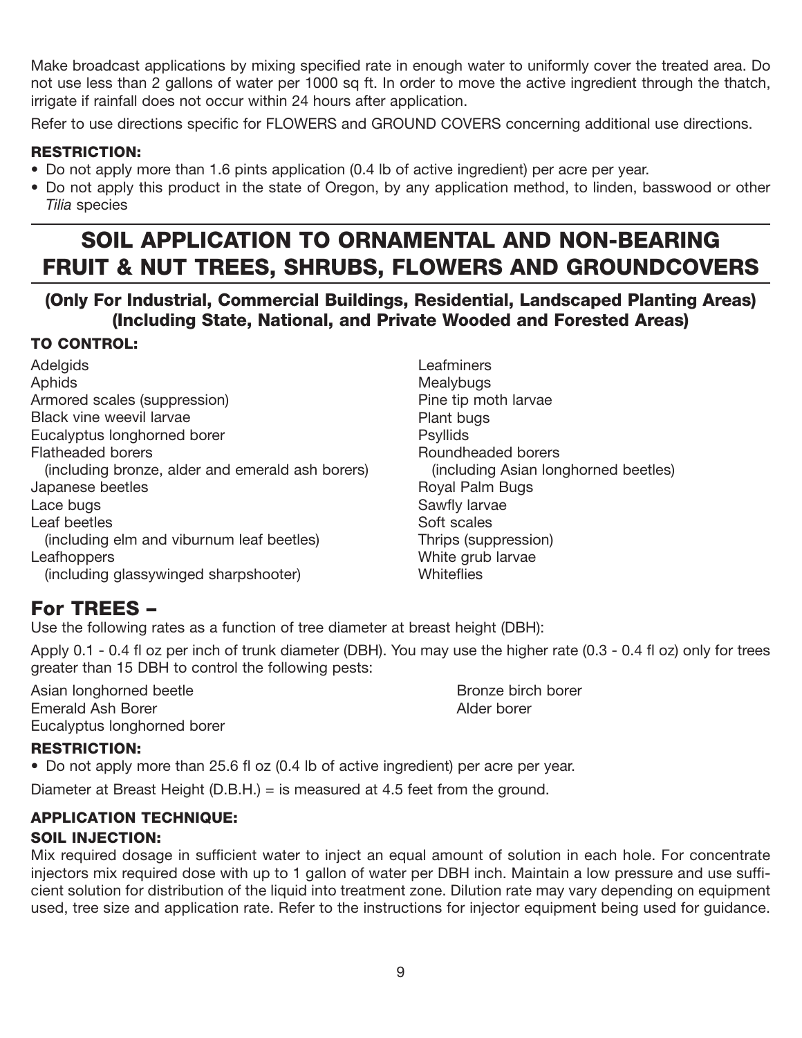Make broadcast applications by mixing specified rate in enough water to uniformly cover the treated area. Do not use less than 2 gallons of water per 1000 sq ft. In order to move the active ingredient through the thatch, irrigate if rainfall does not occur within 24 hours after application.

Refer to use directions specific for FLOWERS and GROUND COVERS concerning additional use directions.

**RESTRICTION:**

- Do not apply more than 1.6 pints application (0.4 lb of active ingredient) per acre per year.
- Do not apply this product in the state of Oregon, by any application method, to linden, basswood or other *Tilia* species

# SOIL APPLICATION TO ORNAMENTAL AND NON-BEARING FRUIT & NUT TREES, SHRUBS, FLOWERS AND GROUNDCOVERS

### (Only For Industrial, Commercial Buildings, Residential, Landscaped Planting Areas) (Including State, National, and Private Wooded and Forested Areas)

**TO CONTROL:**

Adelgids
Aphids
Armored scales (suppression)
Black vine weevil larvae
Eucalyptus longhorned borer
Flatheaded borers
  (including bronze, alder and emerald ash borers)
Japanese beetles
Lace bugs
Leaf beetles
  (including elm and viburnum leaf beetles)
Leafhoppers
  (including glassywinged sharpshooter)
Leafminers
Mealybugs
Pine tip moth larvae
Plant bugs
Psyllids
Roundheaded borers
  (including Asian longhorned beetles)
Royal Palm Bugs
Sawfly larvae
Soft scales
Thrips (suppression)
White grub larvae
Whiteflies

## For TREES –

Use the following rates as a function of tree diameter at breast height (DBH):

Apply 0.1 - 0.4 fl oz per inch of trunk diameter (DBH). You may use the higher rate (0.3 - 0.4 fl oz) only for trees greater than 15 DBH to control the following pests:

Asian longhorned beetle
Emerald Ash Borer
Eucalyptus longhorned borer
Bronze birch borer
Alder borer

**RESTRICTION:**

- Do not apply more than 25.6 fl oz (0.4 lb of active ingredient) per acre per year.

Diameter at Breast Height (D.B.H.) = is measured at 4.5 feet from the ground.

**APPLICATION TECHNIQUE:**

**SOIL INJECTION:**

Mix required dosage in sufficient water to inject an equal amount of solution in each hole. For concentrate injectors mix required dose with up to 1 gallon of water per DBH inch. Maintain a low pressure and use sufficient solution for distribution of the liquid into treatment zone. Dilution rate may vary depending on equipment used, tree size and application rate. Refer to the instructions for injector equipment being used for guidance.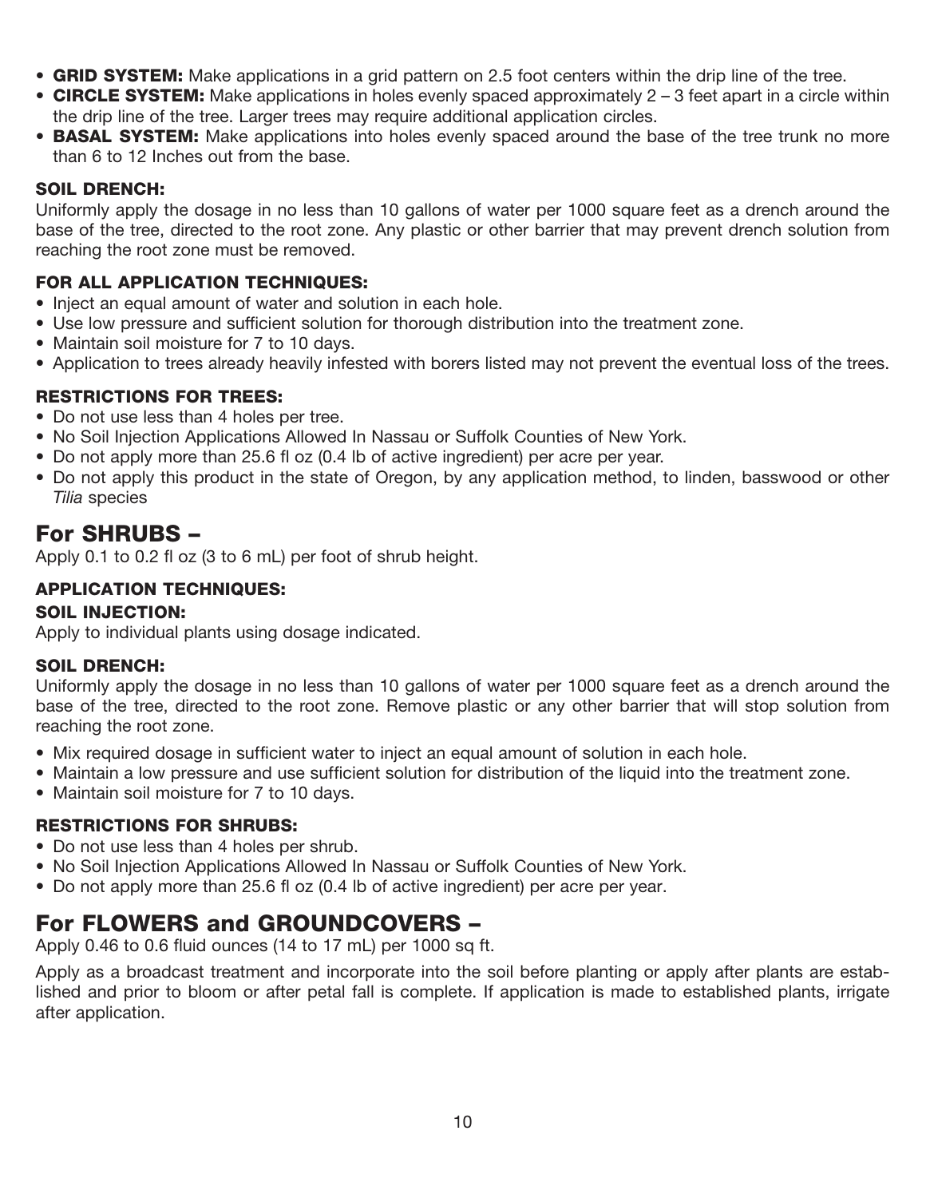- **GRID SYSTEM:** Make applications in a grid pattern on 2.5 foot centers within the drip line of the tree.
- **CIRCLE SYSTEM:** Make applications in holes evenly spaced approximately 2 – 3 feet apart in a circle within the drip line of the tree. Larger trees may require additional application circles.
- **BASAL SYSTEM:** Make applications into holes evenly spaced around the base of the tree trunk no more than 6 to 12 Inches out from the base.

### SOIL DRENCH:

Uniformly apply the dosage in no less than 10 gallons of water per 1000 square feet as a drench around the base of the tree, directed to the root zone. Any plastic or other barrier that may prevent drench solution from reaching the root zone must be removed.

### FOR ALL APPLICATION TECHNIQUES:

- Inject an equal amount of water and solution in each hole.
- Use low pressure and sufficient solution for thorough distribution into the treatment zone.
- Maintain soil moisture for 7 to 10 days.
- Application to trees already heavily infested with borers listed may not prevent the eventual loss of the trees.

### RESTRICTIONS FOR TREES:

- Do not use less than 4 holes per tree.
- No Soil Injection Applications Allowed In Nassau or Suffolk Counties of New York.
- Do not apply more than 25.6 fl oz (0.4 lb of active ingredient) per acre per year.
- Do not apply this product in the state of Oregon, by any application method, to linden, basswood or other *Tilia* species

## For SHRUBS –

Apply 0.1 to 0.2 fl oz (3 to 6 mL) per foot of shrub height.

### APPLICATION TECHNIQUES:

### SOIL INJECTION:

Apply to individual plants using dosage indicated.

### SOIL DRENCH:

Uniformly apply the dosage in no less than 10 gallons of water per 1000 square feet as a drench around the base of the tree, directed to the root zone. Remove plastic or any other barrier that will stop solution from reaching the root zone.

- Mix required dosage in sufficient water to inject an equal amount of solution in each hole.
- Maintain a low pressure and use sufficient solution for distribution of the liquid into the treatment zone.
- Maintain soil moisture for 7 to 10 days.

### RESTRICTIONS FOR SHRUBS:

- Do not use less than 4 holes per shrub.
- No Soil Injection Applications Allowed In Nassau or Suffolk Counties of New York.
- Do not apply more than 25.6 fl oz (0.4 lb of active ingredient) per acre per year.

## For FLOWERS and GROUNDCOVERS –

Apply 0.46 to 0.6 fluid ounces (14 to 17 mL) per 1000 sq ft.

Apply as a broadcast treatment and incorporate into the soil before planting or apply after plants are established and prior to bloom or after petal fall is complete. If application is made to established plants, irrigate after application.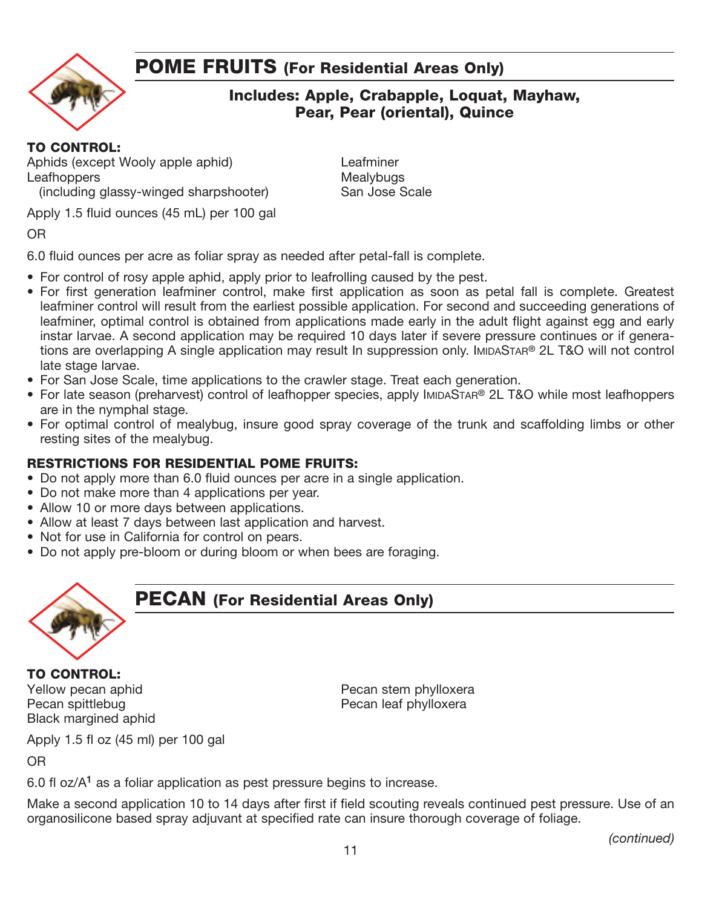## POME FRUITS (For Residential Areas Only)

### Includes: Apple, Crabapple, Loquat, Mayhaw, Pear, Pear (oriental), Quince

**TO CONTROL:**

Aphids (except Wooly apple aphid)
Leafhoppers
(including glassy-winged sharpshooter)
Leafminer
Mealybugs
San Jose Scale

Apply 1.5 fluid ounces (45 mL) per 100 gal

OR

6.0 fluid ounces per acre as foliar spray as needed after petal-fall is complete.

- For control of rosy apple aphid, apply prior to leafrolling caused by the pest.
- For first generation leafminer control, make first application as soon as petal fall is complete. Greatest leafminer control will result from the earliest possible application. For second and succeeding generations of leafminer, optimal control is obtained from applications made early in the adult flight against egg and early instar larvae. A second application may be required 10 days later if severe pressure continues or if generations are overlapping A single application may result In suppression only. IMIDASTAR® 2L T&O will not control late stage larvae.
- For San Jose Scale, time applications to the crawler stage. Treat each generation.
- For late season (preharvest) control of leafhopper species, apply IMIDASTAR® 2L T&O while most leafhoppers are in the nymphal stage.
- For optimal control of mealybug, insure good spray coverage of the trunk and scaffolding limbs or other resting sites of the mealybug.

**RESTRICTIONS FOR RESIDENTIAL POME FRUITS:**

- Do not apply more than 6.0 fluid ounces per acre in a single application.
- Do not make more than 4 applications per year.
- Allow 10 or more days between applications.
- Allow at least 7 days between last application and harvest.
- Not for use in California for control on pears.
- Do not apply pre-bloom or during bloom or when bees are foraging.

## PECAN (For Residential Areas Only)

**TO CONTROL:**

Yellow pecan aphid
Pecan spittlebug
Black margined aphid
Pecan stem phylloxera
Pecan leaf phylloxera

Apply 1.5 fl oz (45 ml) per 100 gal

OR

6.0 fl oz/A[1] as a foliar application as pest pressure begins to increase.

Make a second application 10 to 14 days after first if field scouting reveals continued pest pressure. Use of an organosilicone based spray adjuvant at specified rate can insure thorough coverage of foliage.

*(continued)*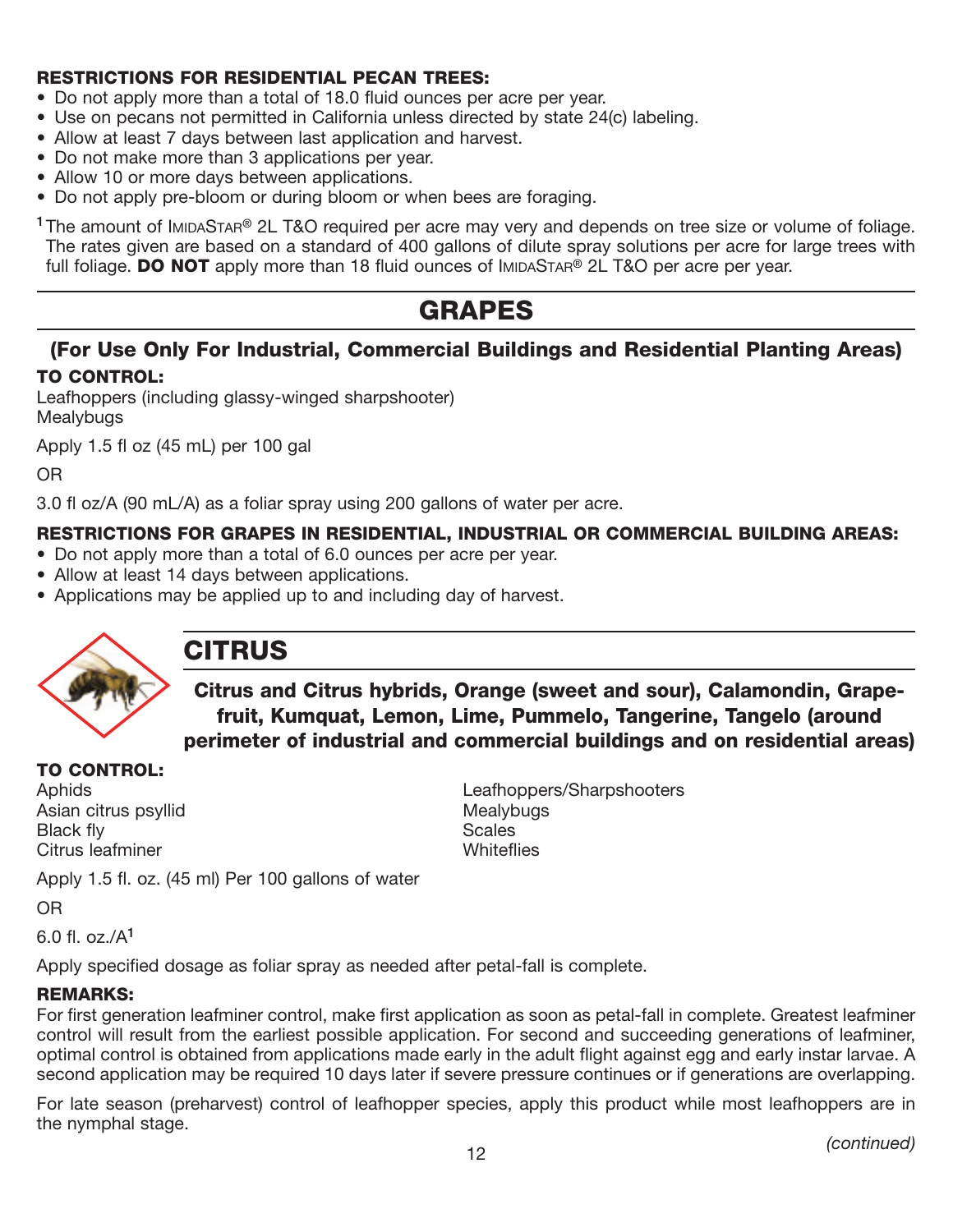**RESTRICTIONS FOR RESIDENTIAL PECAN TREES:**

- Do not apply more than a total of 18.0 fluid ounces per acre per year.
- Use on pecans not permitted in California unless directed by state 24(c) labeling.
- Allow at least 7 days between last application and harvest.
- Do not make more than 3 applications per year.
- Allow 10 or more days between applications.
- Do not apply pre-bloom or during bloom or when bees are foraging.

[1] The amount of IMIDASTAR® 2L T&O required per acre may very and depends on tree size or volume of foliage. The rates given are based on a standard of 400 gallons of dilute spray solutions per acre for large trees with full foliage. **DO NOT** apply more than 18 fluid ounces of IMIDASTAR® 2L T&O per acre per year.

## GRAPES

### (For Use Only For Industrial, Commercial Buildings and Residential Planting Areas)

**TO CONTROL:**

Leafhoppers (including glassy-winged sharpshooter)
Mealybugs

Apply 1.5 fl oz (45 mL) per 100 gal

OR

3.0 fl oz/A (90 mL/A) as a foliar spray using 200 gallons of water per acre.

**RESTRICTIONS FOR GRAPES IN RESIDENTIAL, INDUSTRIAL OR COMMERCIAL BUILDING AREAS:**

- Do not apply more than a total of 6.0 ounces per acre per year.
- Allow at least 14 days between applications.
- Applications may be applied up to and including day of harvest.

## CITRUS

### Citrus and Citrus hybrids, Orange (sweet and sour), Calamondin, Grapefruit, Kumquat, Lemon, Lime, Pummelo, Tangerine, Tangelo (around perimeter of industrial and commercial buildings and on residential areas)

**TO CONTROL:**

Aphids
Asian citrus psyllid
Black fly
Citrus leafminer
Leafhoppers/Sharpshooters
Mealybugs
Scales
Whiteflies

Apply 1.5 fl. oz. (45 ml) Per 100 gallons of water

OR

6.0 fl. oz./A[1]

Apply specified dosage as foliar spray as needed after petal-fall is complete.

**REMARKS:**

For first generation leafminer control, make first application as soon as petal-fall in complete. Greatest leafminer control will result from the earliest possible application. For second and succeeding generations of leafminer, optimal control is obtained from applications made early in the adult flight against egg and early instar larvae. A second application may be required 10 days later if severe pressure continues or if generations are overlapping.

For late season (preharvest) control of leafhopper species, apply this product while most leafhoppers are in the nymphal stage.

*(continued)*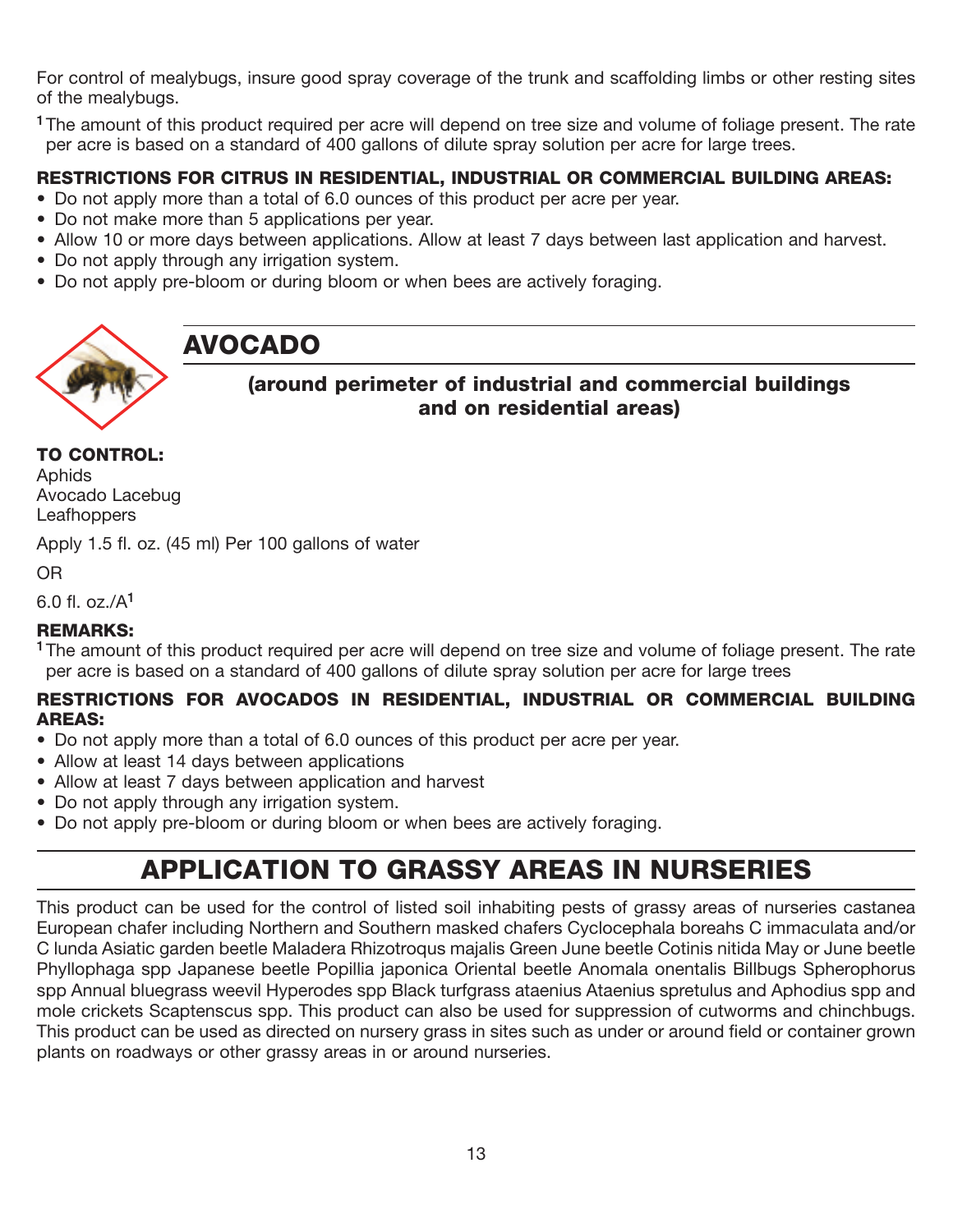For control of mealybugs, insure good spray coverage of the trunk and scaffolding limbs or other resting sites of the mealybugs.

[1] The amount of this product required per acre will depend on tree size and volume of foliage present. The rate per acre is based on a standard of 400 gallons of dilute spray solution per acre for large trees.

**RESTRICTIONS FOR CITRUS IN RESIDENTIAL, INDUSTRIAL OR COMMERCIAL BUILDING AREAS:**

- Do not apply more than a total of 6.0 ounces of this product per acre per year.
- Do not make more than 5 applications per year.
- Allow 10 or more days between applications. Allow at least 7 days between last application and harvest.
- Do not apply through any irrigation system.
- Do not apply pre-bloom or during bloom or when bees are actively foraging.

## AVOCADO

**(around perimeter of industrial and commercial buildings and on residential areas)**

**TO CONTROL:**
Aphids
Avocado Lacebug
Leafhoppers

Apply 1.5 fl. oz. (45 ml) Per 100 gallons of water

OR

6.0 fl. oz./A[1]

**REMARKS:**

[1] The amount of this product required per acre will depend on tree size and volume of foliage present. The rate per acre is based on a standard of 400 gallons of dilute spray solution per acre for large trees

**RESTRICTIONS FOR AVOCADOS IN RESIDENTIAL, INDUSTRIAL OR COMMERCIAL BUILDING AREAS:**

- Do not apply more than a total of 6.0 ounces of this product per acre per year.
- Allow at least 14 days between applications
- Allow at least 7 days between application and harvest
- Do not apply through any irrigation system.
- Do not apply pre-bloom or during bloom or when bees are actively foraging.

# APPLICATION TO GRASSY AREAS IN NURSERIES

This product can be used for the control of listed soil inhabiting pests of grassy areas of nurseries castanea European chafer including Northern and Southern masked chafers Cyclocephala boreahs C immaculata and/or C lunda Asiatic garden beetle Maladera Rhizotroqus majalis Green June beetle Cotinis nitida May or June beetle Phyllophaga spp Japanese beetle Popillia japonica Oriental beetle Anomala onentalis Billbugs Spherophorus spp Annual bluegrass weevil Hyperodes spp Black turfgrass ataenius Ataenius spretulus and Aphodius spp and mole crickets Scaptenscus spp. This product can also be used for suppression of cutworms and chinchbugs. This product can be used as directed on nursery grass in sites such as under or around field or container grown plants on roadways or other grassy areas in or around nurseries.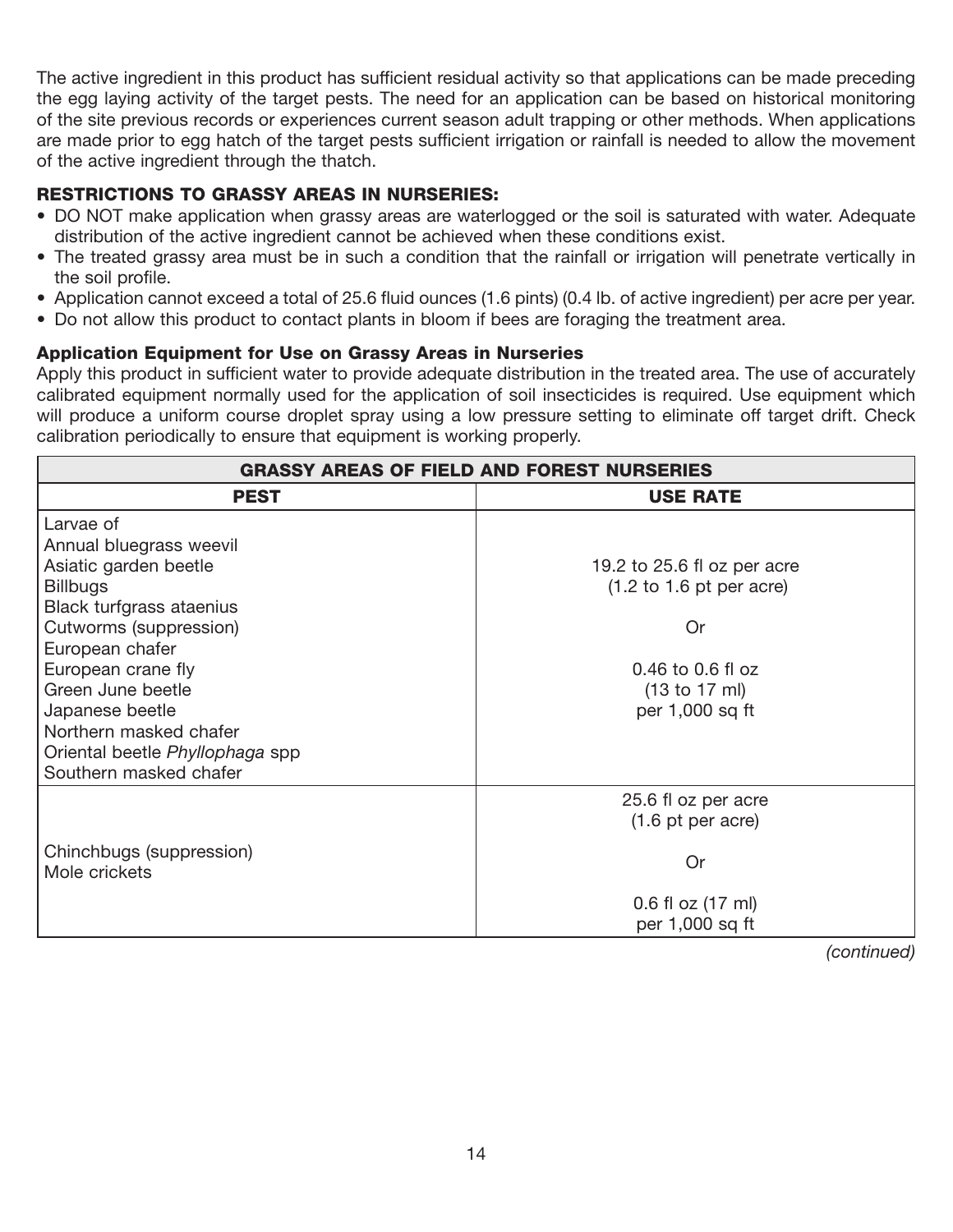The active ingredient in this product has sufficient residual activity so that applications can be made preceding the egg laying activity of the target pests. The need for an application can be based on historical monitoring of the site previous records or experiences current season adult trapping or other methods. When applications are made prior to egg hatch of the target pests sufficient irrigation or rainfall is needed to allow the movement of the active ingredient through the thatch.

**RESTRICTIONS TO GRASSY AREAS IN NURSERIES:**

- DO NOT make application when grassy areas are waterlogged or the soil is saturated with water. Adequate distribution of the active ingredient cannot be achieved when these conditions exist.
- The treated grassy area must be in such a condition that the rainfall or irrigation will penetrate vertically in the soil profile.
- Application cannot exceed a total of 25.6 fluid ounces (1.6 pints) (0.4 lb. of active ingredient) per acre per year.
- Do not allow this product to contact plants in bloom if bees are foraging the treatment area.

**Application Equipment for Use on Grassy Areas in Nurseries**

Apply this product in sufficient water to provide adequate distribution in the treated area. The use of accurately calibrated equipment normally used for the application of soil insecticides is required. Use equipment which will produce a uniform course droplet spray using a low pressure setting to eliminate off target drift. Check calibration periodically to ensure that equipment is working properly.

| GRASSY AREAS OF FIELD AND FOREST NURSERIES | |
|---|---|
| **PEST** | **USE RATE** |
| Larvae of<br>Annual bluegrass weevil<br>Asiatic garden beetle<br>Billbugs<br>Black turfgrass ataenius<br>Cutworms (suppression)<br>European chafer<br>European crane fly<br>Green June beetle<br>Japanese beetle<br>Northern masked chafer<br>Oriental beetle *Phyllophaga* spp<br>Southern masked chafer | 19.2 to 25.6 fl oz per acre<br>(1.2 to 1.6 pt per acre)<br><br>Or<br><br>0.46 to 0.6 fl oz<br>(13 to 17 ml)<br>per 1,000 sq ft |
| Chinchbugs (suppression)<br>Mole crickets | 25.6 fl oz per acre<br>(1.6 pt per acre)<br><br>Or<br><br>0.6 fl oz (17 ml)<br>per 1,000 sq ft |

*(continued)*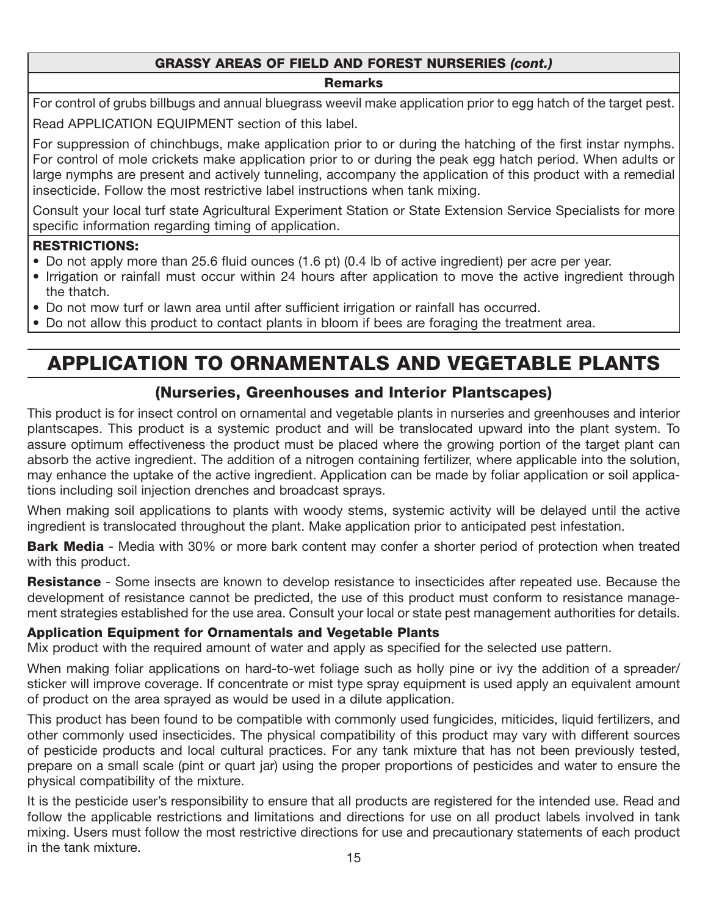| GRASSY AREAS OF FIELD AND FOREST NURSERIES *(cont.)* |
|---|
| **Remarks** |
| For control of grubs billbugs and annual bluegrass weevil make application prior to egg hatch of the target pest.<br>Read APPLICATION EQUIPMENT section of this label.<br>For suppression of chinchbugs, make application prior to or during the hatching of the first instar nymphs. For control of mole crickets make application prior to or during the peak egg hatch period. When adults or large nymphs are present and actively tunneling, accompany the application of this product with a remedial insecticide. Follow the most restrictive label instructions when tank mixing.<br>Consult your local turf state Agricultural Experiment Station or State Extension Service Specialists for more specific information regarding timing of application. |
| **RESTRICTIONS:**<br>• Do not apply more than 25.6 fluid ounces (1.6 pt) (0.4 lb of active ingredient) per acre per year.<br>• Irrigation or rainfall must occur within 24 hours after application to move the active ingredient through the thatch.<br>• Do not mow turf or lawn area until after sufficient irrigation or rainfall has occurred.<br>• Do not allow this product to contact plants in bloom if bees are foraging the treatment area. |

# APPLICATION TO ORNAMENTALS AND VEGETABLE PLANTS

## (Nurseries, Greenhouses and Interior Plantscapes)

This product is for insect control on ornamental and vegetable plants in nurseries and greenhouses and interior plantscapes. This product is a systemic product and will be translocated upward into the plant system. To assure optimum effectiveness the product must be placed where the growing portion of the target plant can absorb the active ingredient. The addition of a nitrogen containing fertilizer, where applicable into the solution, may enhance the uptake of the active ingredient. Application can be made by foliar application or soil applications including soil injection drenches and broadcast sprays.

When making soil applications to plants with woody stems, systemic activity will be delayed until the active ingredient is translocated throughout the plant. Make application prior to anticipated pest infestation.

**Bark Media** - Media with 30% or more bark content may confer a shorter period of protection when treated with this product.

**Resistance** - Some insects are known to develop resistance to insecticides after repeated use. Because the development of resistance cannot be predicted, the use of this product must conform to resistance management strategies established for the use area. Consult your local or state pest management authorities for details.

### Application Equipment for Ornamentals and Vegetable Plants

Mix product with the required amount of water and apply as specified for the selected use pattern.

When making foliar applications on hard-to-wet foliage such as holly pine or ivy the addition of a spreader/sticker will improve coverage. If concentrate or mist type spray equipment is used apply an equivalent amount of product on the area sprayed as would be used in a dilute application.

This product has been found to be compatible with commonly used fungicides, miticides, liquid fertilizers, and other commonly used insecticides. The physical compatibility of this product may vary with different sources of pesticide products and local cultural practices. For any tank mixture that has not been previously tested, prepare on a small scale (pint or quart jar) using the proper proportions of pesticides and water to ensure the physical compatibility of the mixture.

It is the pesticide user's responsibility to ensure that all products are registered for the intended use. Read and follow the applicable restrictions and limitations and directions for use on all product labels involved in tank mixing. Users must follow the most restrictive directions for use and precautionary statements of each product in the tank mixture.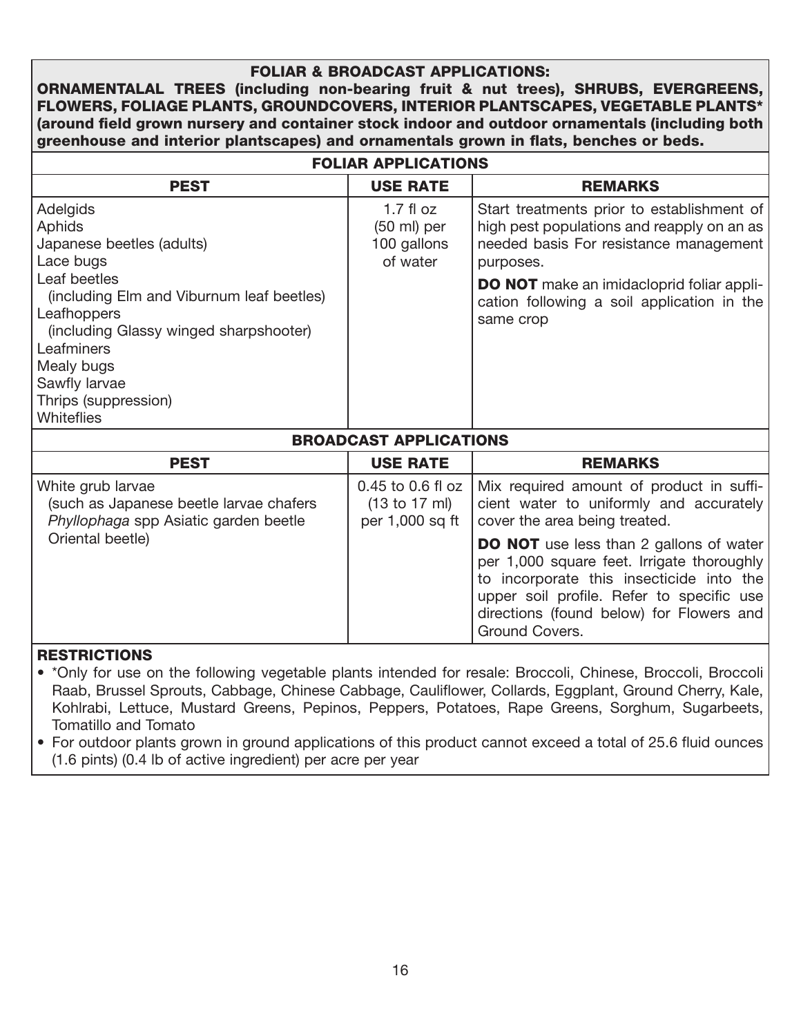**FOLIAR & BROADCAST APPLICATIONS:**

**ORNAMENTALAL TREES (including non-bearing fruit & nut trees), SHRUBS, EVERGREENS, FLOWERS, FOLIAGE PLANTS, GROUNDCOVERS, INTERIOR PLANTSCAPES, VEGETABLE PLANTS\* (around field grown nursery and container stock indoor and outdoor ornamentals (including both greenhouse and interior plantscapes) and ornamentals grown in flats, benches or beds.**

**FOLIAR APPLICATIONS**

| PEST | USE RATE | REMARKS |
|---|---|---|
| Adelgids<br>Aphids<br>Japanese beetles (adults)<br>Lace bugs<br>Leaf beetles<br>(including Elm and Viburnum leaf beetles)<br>Leafhoppers<br>(including Glassy winged sharpshooter)<br>Leafminers<br>Mealy bugs<br>Sawfly larvae<br>Thrips (suppression)<br>Whiteflies | 1.7 fl oz (50 ml) per 100 gallons of water | Start treatments prior to establishment of high pest populations and reapply on an as needed basis For resistance management purposes.<br>**DO NOT** make an imidacloprid foliar application following a soil application in the same crop |

**BROADCAST APPLICATIONS**

| PEST | USE RATE | REMARKS |
|---|---|---|
| White grub larvae<br>(such as Japanese beetle larvae chafers *Phyllophaga* spp Asiatic garden beetle Oriental beetle) | 0.45 to 0.6 fl oz (13 to 17 ml) per 1,000 sq ft | Mix required amount of product in sufficient water to uniformly and accurately cover the area being treated.<br>**DO NOT** use less than 2 gallons of water per 1,000 square feet. Irrigate thoroughly to incorporate this insecticide into the upper soil profile. Refer to specific use directions (found below) for Flowers and Ground Covers. |

**RESTRICTIONS**

- \*Only for use on the following vegetable plants intended for resale: Broccoli, Chinese, Broccoli, Broccoli Raab, Brussel Sprouts, Cabbage, Chinese Cabbage, Cauliflower, Collards, Eggplant, Ground Cherry, Kale, Kohlrabi, Lettuce, Mustard Greens, Pepinos, Peppers, Potatoes, Rape Greens, Sorghum, Sugarbeets, Tomatillo and Tomato
- For outdoor plants grown in ground applications of this product cannot exceed a total of 25.6 fluid ounces (1.6 pints) (0.4 lb of active ingredient) per acre per year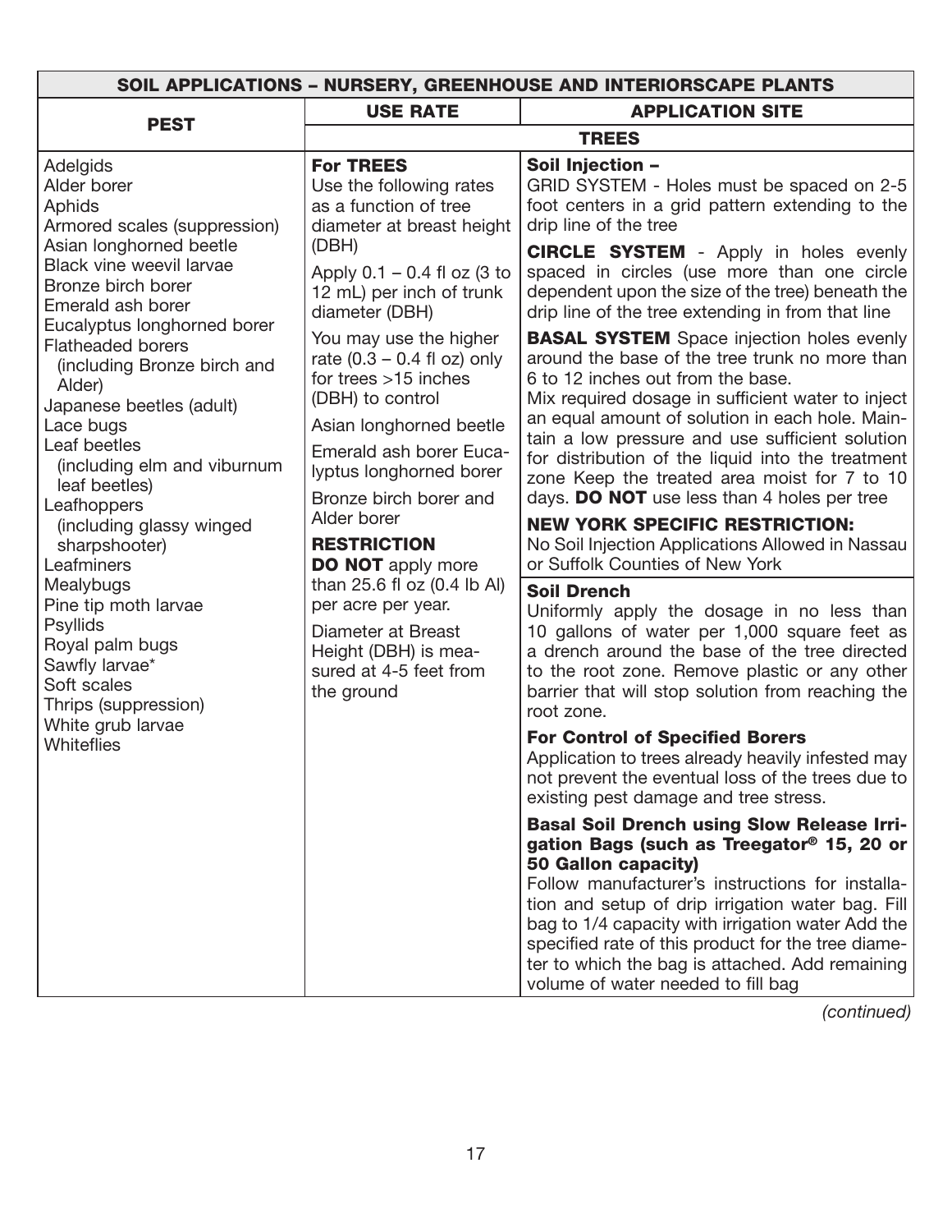| SOIL APPLICATIONS – NURSERY, GREENHOUSE AND INTERIORSCAPE PLANTS | | |
|---|---|---|
| **PEST** | **USE RATE** | **APPLICATION SITE** |
| | **TREES** | |
| Adelgids<br>Alder borer<br>Aphids<br>Armored scales (suppression)<br>Asian longhorned beetle<br>Black vine weevil larvae<br>Bronze birch borer<br>Emerald ash borer<br>Eucalyptus longhorned borer<br>Flatheaded borers (including Bronze birch and Alder)<br>Japanese beetles (adult)<br>Lace bugs<br>Leaf beetles (including elm and viburnum leaf beetles)<br>Leafhoppers (including glassy winged sharpshooter)<br>Leafminers<br>Mealybugs<br>Pine tip moth larvae<br>Psyllids<br>Royal palm bugs<br>Sawfly larvae*<br>Soft scales<br>Thrips (suppression)<br>White grub larvae<br>Whiteflies | **For TREES**<br>Use the following rates as a function of tree diameter at breast height (DBH)<br><br>Apply 0.1 – 0.4 fl oz (3 to 12 mL) per inch of trunk diameter (DBH)<br><br>You may use the higher rate (0.3 – 0.4 fl oz) only for trees >15 inches (DBH) to control<br><br>Asian longhorned beetle<br><br>Emerald ash borer Eucalyptus longhorned borer<br><br>Bronze birch borer and Alder borer<br><br>**RESTRICTION**<br>**DO NOT** apply more than 25.6 fl oz (0.4 lb AI) per acre per year.<br><br>Diameter at Breast Height (DBH) is measured at 4-5 feet from the ground | **Soil Injection –**<br>GRID SYSTEM - Holes must be spaced on 2-5 foot centers in a grid pattern extending to the drip line of the tree<br><br>**CIRCLE SYSTEM** - Apply in holes evenly spaced in circles (use more than one circle dependent upon the size of the tree) beneath the drip line of the tree extending in from that line<br><br>**BASAL SYSTEM** Space injection holes evenly around the base of the tree trunk no more than 6 to 12 inches out from the base.<br>Mix required dosage in sufficient water to inject an equal amount of solution in each hole. Maintain a low pressure and use sufficient solution for distribution of the liquid into the treatment zone Keep the treated area moist for 7 to 10 days. **DO NOT** use less than 4 holes per tree<br><br>**NEW YORK SPECIFIC RESTRICTION:**<br>No Soil Injection Applications Allowed in Nassau or Suffolk Counties of New York<br><br>**Soil Drench**<br>Uniformly apply the dosage in no less than 10 gallons of water per 1,000 square feet as a drench around the base of the tree directed to the root zone. Remove plastic or any other barrier that will stop solution from reaching the root zone.<br><br>**For Control of Specified Borers**<br>Application to trees already heavily infested may not prevent the eventual loss of the trees due to existing pest damage and tree stress.<br><br>**Basal Soil Drench using Slow Release Irrigation Bags (such as Treegator® 15, 20 or 50 Gallon capacity)**<br>Follow manufacturer's instructions for installation and setup of drip irrigation water bag. Fill bag to 1/4 capacity with irrigation water Add the specified rate of this product for the tree diameter to which the bag is attached. Add remaining volume of water needed to fill bag |

*(continued)*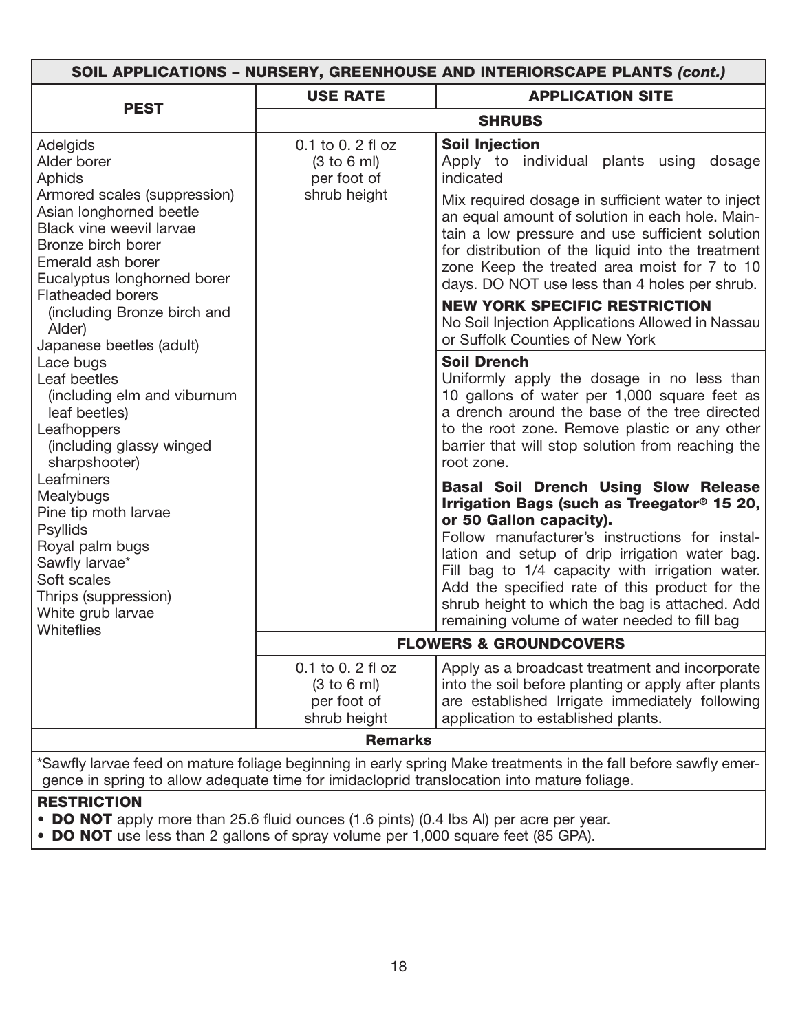| SOIL APPLICATIONS – NURSERY, GREENHOUSE AND INTERIORSCAPE PLANTS *(cont.)* | | |
|---|---|---|
| **PEST** | **USE RATE** | **APPLICATION SITE** |
| | **SHRUBS** | |
| Adelgids<br>Alder borer<br>Aphids<br>Armored scales (suppression)<br>Asian longhorned beetle<br>Black vine weevil larvae<br>Bronze birch borer<br>Emerald ash borer<br>Eucalyptus longhorned borer<br>Flatheaded borers (including Bronze birch and Alder)<br>Japanese beetles (adult)<br>Lace bugs<br>Leaf beetles (including elm and viburnum leaf beetles)<br>Leafhoppers (including glassy winged sharpshooter)<br>Leafminers<br>Mealybugs<br>Pine tip moth larvae<br>Psyllids<br>Royal palm bugs<br>Sawfly larvae*<br>Soft scales<br>Thrips (suppression)<br>White grub larvae<br>Whiteflies | 0.1 to 0. 2 fl oz (3 to 6 ml) per foot of shrub height | **Soil Injection**<br>Apply to individual plants using dosage indicated<br>Mix required dosage in sufficient water to inject an equal amount of solution in each hole. Maintain a low pressure and use sufficient solution for distribution of the liquid into the treatment zone Keep the treated area moist for 7 to 10 days. DO NOT use less than 4 holes per shrub.<br>**NEW YORK SPECIFIC RESTRICTION**<br>No Soil Injection Applications Allowed in Nassau or Suffolk Counties of New York |
| | | **Soil Drench**<br>Uniformly apply the dosage in no less than 10 gallons of water per 1,000 square feet as a drench around the base of the tree directed to the root zone. Remove plastic or any other barrier that will stop solution from reaching the root zone. |
| | | **Basal Soil Drench Using Slow Release Irrigation Bags (such as Treegator® 15 20, or 50 Gallon capacity).**<br>Follow manufacturer's instructions for installation and setup of drip irrigation water bag. Fill bag to 1/4 capacity with irrigation water. Add the specified rate of this product for the shrub height to which the bag is attached. Add remaining volume of water needed to fill bag |
| | **FLOWERS & GROUNDCOVERS** | |
| | 0.1 to 0. 2 fl oz (3 to 6 ml) per foot of shrub height | Apply as a broadcast treatment and incorporate into the soil before planting or apply after plants are established Irrigate immediately following application to established plants. |

**Remarks**

*Sawfly larvae feed on mature foliage beginning in early spring Make treatments in the fall before sawfly emergence in spring to allow adequate time for imidacloprid translocation into mature foliage.

**RESTRICTION**

- **DO NOT** apply more than 25.6 fluid ounces (1.6 pints) (0.4 lbs AI) per acre per year.
- **DO NOT** use less than 2 gallons of spray volume per 1,000 square feet (85 GPA).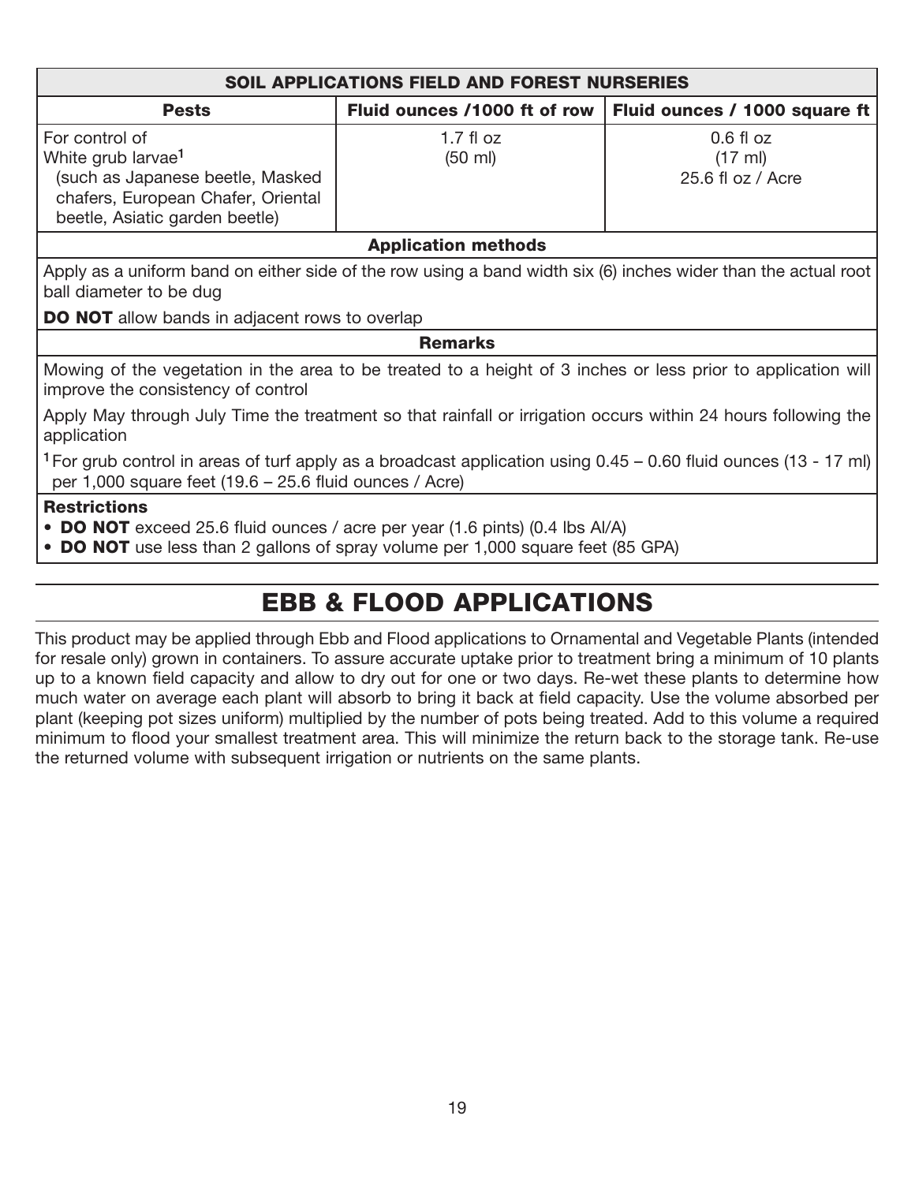| SOIL APPLICATIONS FIELD AND FOREST NURSERIES | | |
|---|---|---|
| **Pests** | **Fluid ounces /1000 ft of row** | **Fluid ounces / 1000 square ft** |
| For control of White grub larvae[1] (such as Japanese beetle, Masked chafers, European Chafer, Oriental beetle, Asiatic garden beetle) | 1.7 fl oz (50 ml) | 0.6 fl oz (17 ml) 25.6 fl oz / Acre |
| **Application methods** | | |
| Apply as a uniform band on either side of the row using a band width six (6) inches wider than the actual root ball diameter to be dug<br>**DO NOT** allow bands in adjacent rows to overlap | | |
| **Remarks** | | |
| Mowing of the vegetation in the area to be treated to a height of 3 inches or less prior to application will improve the consistency of control<br>Apply May through July Time the treatment so that rainfall or irrigation occurs within 24 hours following the application<br>[1] For grub control in areas of turf apply as a broadcast application using 0.45 – 0.60 fluid ounces (13 - 17 ml) per 1,000 square feet (19.6 – 25.6 fluid ounces / Acre) | | |
| **Restrictions**<br>• **DO NOT** exceed 25.6 fluid ounces / acre per year (1.6 pints) (0.4 lbs AI/A)<br>• **DO NOT** use less than 2 gallons of spray volume per 1,000 square feet (85 GPA) | | |

## EBB & FLOOD APPLICATIONS

This product may be applied through Ebb and Flood applications to Ornamental and Vegetable Plants (intended for resale only) grown in containers. To assure accurate uptake prior to treatment bring a minimum of 10 plants up to a known field capacity and allow to dry out for one or two days. Re-wet these plants to determine how much water on average each plant will absorb to bring it back at field capacity. Use the volume absorbed per plant (keeping pot sizes uniform) multiplied by the number of pots being treated. Add to this volume a required minimum to flood your smallest treatment area. This will minimize the return back to the storage tank. Re-use the returned volume with subsequent irrigation or nutrients on the same plants.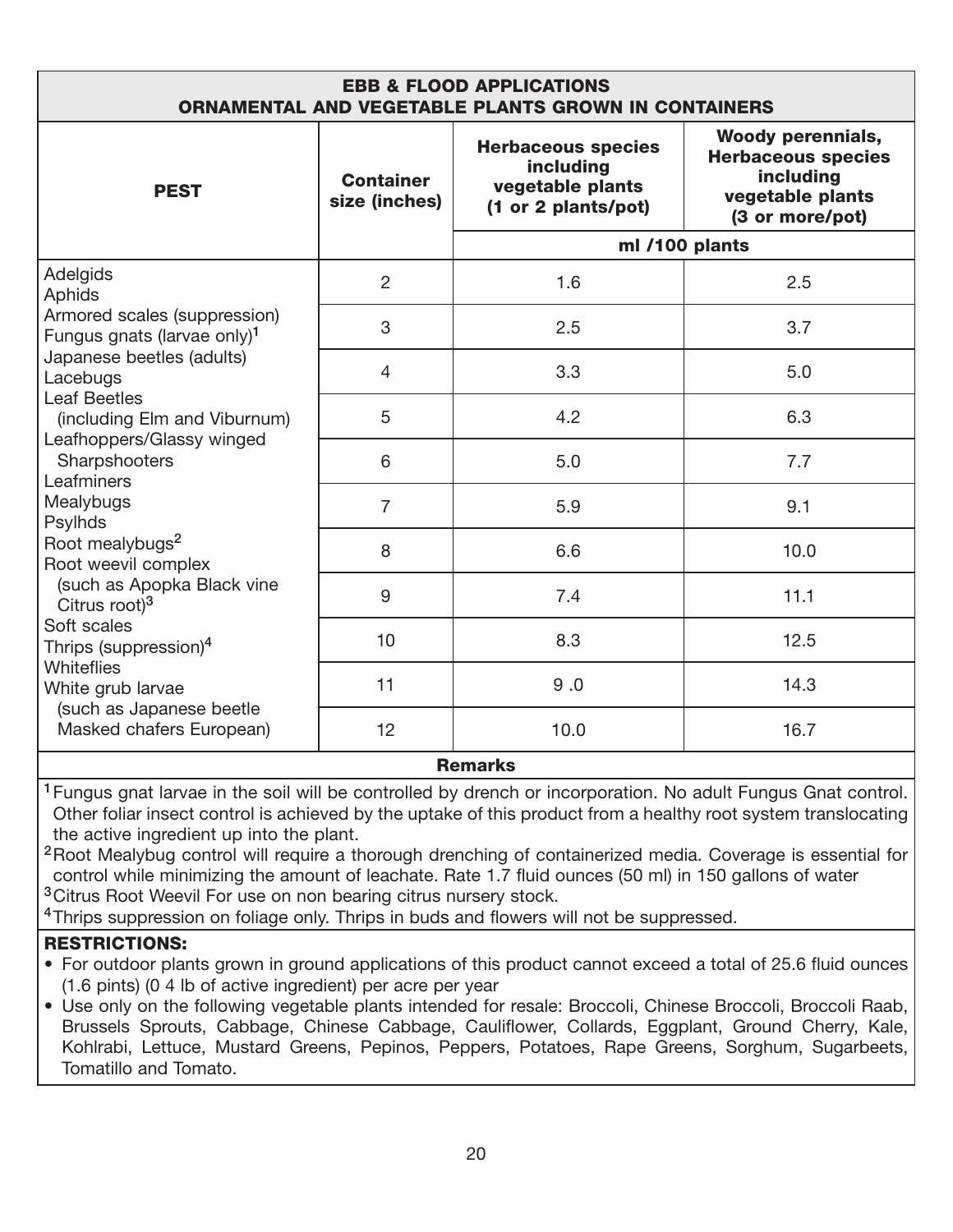| EBB & FLOOD APPLICATIONS ORNAMENTAL AND VEGETABLE PLANTS GROWN IN CONTAINERS | | | |
|---|---|---|---|
| **PEST** | **Container size (inches)** | **Herbaceous species including vegetable plants (1 or 2 plants/pot)** | **Woody perennials, Herbaceous species including vegetable plants (3 or more/pot)** |
| | | **ml /100 plants** | |
| Adelgids<br>Aphids<br>Armored scales (suppression)<br>Fungus gnats (larvae only)[1]<br>Japanese beetles (adults)<br>Lacebugs<br>Leaf Beetles (including Elm and Viburnum)<br>Leafhoppers/Glassy winged Sharpshooters<br>Leafminers<br>Mealybugs<br>Psylhds<br>Root mealybugs[2]<br>Root weevil complex (such as Apopka Black vine Citrus root)[3]<br>Soft scales<br>Thrips (suppression)[4]<br>Whiteflies<br>White grub larvae (such as Japanese beetle Masked chafers European) | 2 | 1.6 | 2.5 |
| | 3 | 2.5 | 3.7 |
| | 4 | 3.3 | 5.0 |
| | 5 | 4.2 | 6.3 |
| | 6 | 5.0 | 7.7 |
| | 7 | 5.9 | 9.1 |
| | 8 | 6.6 | 10.0 |
| | 9 | 7.4 | 11.1 |
| | 10 | 8.3 | 12.5 |
| | 11 | 9 .0 | 14.3 |
| | 12 | 10.0 | 16.7 |

**Remarks**

[1] Fungus gnat larvae in the soil will be controlled by drench or incorporation. No adult Fungus Gnat control. Other foliar insect control is achieved by the uptake of this product from a healthy root system translocating the active ingredient up into the plant.

[2] Root Mealybug control will require a thorough drenching of containerized media. Coverage is essential for control while minimizing the amount of leachate. Rate 1.7 fluid ounces (50 ml) in 150 gallons of water

[3] Citrus Root Weevil For use on non bearing citrus nursery stock.

[4] Thrips suppression on foliage only. Thrips in buds and flowers will not be suppressed.

**RESTRICTIONS:**

- For outdoor plants grown in ground applications of this product cannot exceed a total of 25.6 fluid ounces (1.6 pints) (0 4 lb of active ingredient) per acre per year
- Use only on the following vegetable plants intended for resale: Broccoli, Chinese Broccoli, Broccoli Raab, Brussels Sprouts, Cabbage, Chinese Cabbage, Cauliflower, Collards, Eggplant, Ground Cherry, Kale, Kohlrabi, Lettuce, Mustard Greens, Pepinos, Peppers, Potatoes, Rape Greens, Sorghum, Sugarbeets, Tomatillo and Tomato.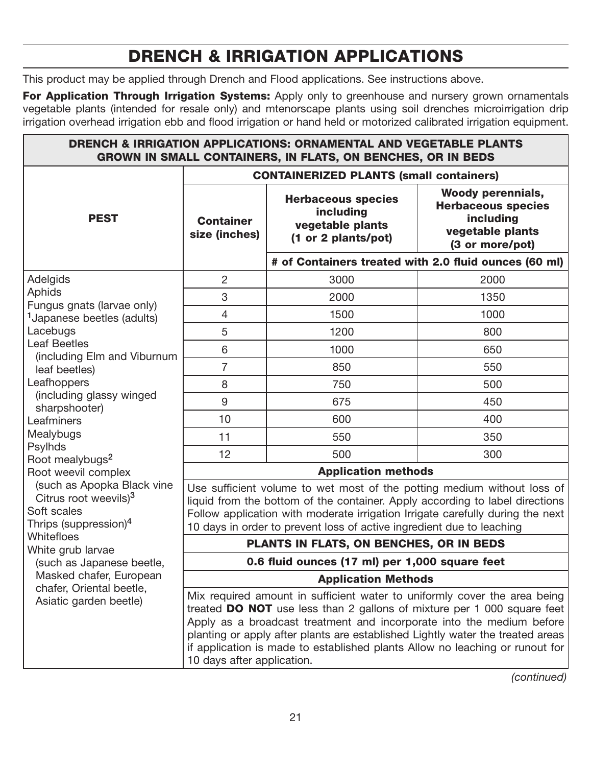# DRENCH & IRRIGATION APPLICATIONS

This product may be applied through Drench and Flood applications. See instructions above.

**For Application Through Irrigation Systems:** Apply only to greenhouse and nursery grown ornamentals vegetable plants (intended for resale only) and mtenorscape plants using soil drenches microirrigation drip irrigation overhead irrigation ebb and flood irrigation or hand held or motorized calibrated irrigation equipment.

| **DRENCH & IRRIGATION APPLICATIONS: ORNAMENTAL AND VEGETABLE PLANTS GROWN IN SMALL CONTAINERS, IN FLATS, ON BENCHES, OR IN BEDS** | | | |
|---|---|---|---|
| **PEST** | **CONTAINERIZED PLANTS (small containers)** | | |
| | **Container size (inches)** | **Herbaceous species including vegetable plants (1 or 2 plants/pot)** | **Woody perennials, Herbaceous species including vegetable plants (3 or more/pot)** |
| | | **# of Containers treated with 2.0 fluid ounces (60 ml)** | |
| Adelgids<br>Aphids<br>Fungus gnats (larvae only)<br>[1]Japanese beetles (adults)<br>Lacebugs<br>Leaf Beetles (including Elm and Viburnum leaf beetles)<br>Leafhoppers (including glassy winged sharpshooter)<br>Leafminers<br>Mealybugs<br>Psylhds<br>Root mealybugs[2]<br>Root weevil complex (such as Apopka Black vine Citrus root weevils)[3]<br>Soft scales<br>Thrips (suppression)[4]<br>Whitefloes<br>White grub larvae (such as Japanese beetle, Masked chafer, European chafer, Oriental beetle, Asiatic garden beetle) | 2 | 3000 | 2000 |
| | 3 | 2000 | 1350 |
| | 4 | 1500 | 1000 |
| | 5 | 1200 | 800 |
| | 6 | 1000 | 650 |
| | 7 | 850 | 550 |
| | 8 | 750 | 500 |
| | 9 | 675 | 450 |
| | 10 | 600 | 400 |
| | 11 | 550 | 350 |
| | 12 | 500 | 300 |
| | **Application methods** | | |
| | Use sufficient volume to wet most of the potting medium without loss of liquid from the bottom of the container. Apply according to label directions Follow application with moderate irrigation Irrigate carefully during the next 10 days in order to prevent loss of active ingredient due to leaching | | |
| | **PLANTS IN FLATS, ON BENCHES, OR IN BEDS** | | |
| | **0.6 fluid ounces (17 ml) per 1,000 square feet** | | |
| | **Application Methods** | | |
| | Mix required amount in sufficient water to uniformly cover the area being treated **DO NOT** use less than 2 gallons of mixture per 1 000 square feet Apply as a broadcast treatment and incorporate into the medium before planting or apply after plants are established Lightly water the treated areas if application is made to established plants Allow no leaching or runout for 10 days after application. | | |

*(continued)*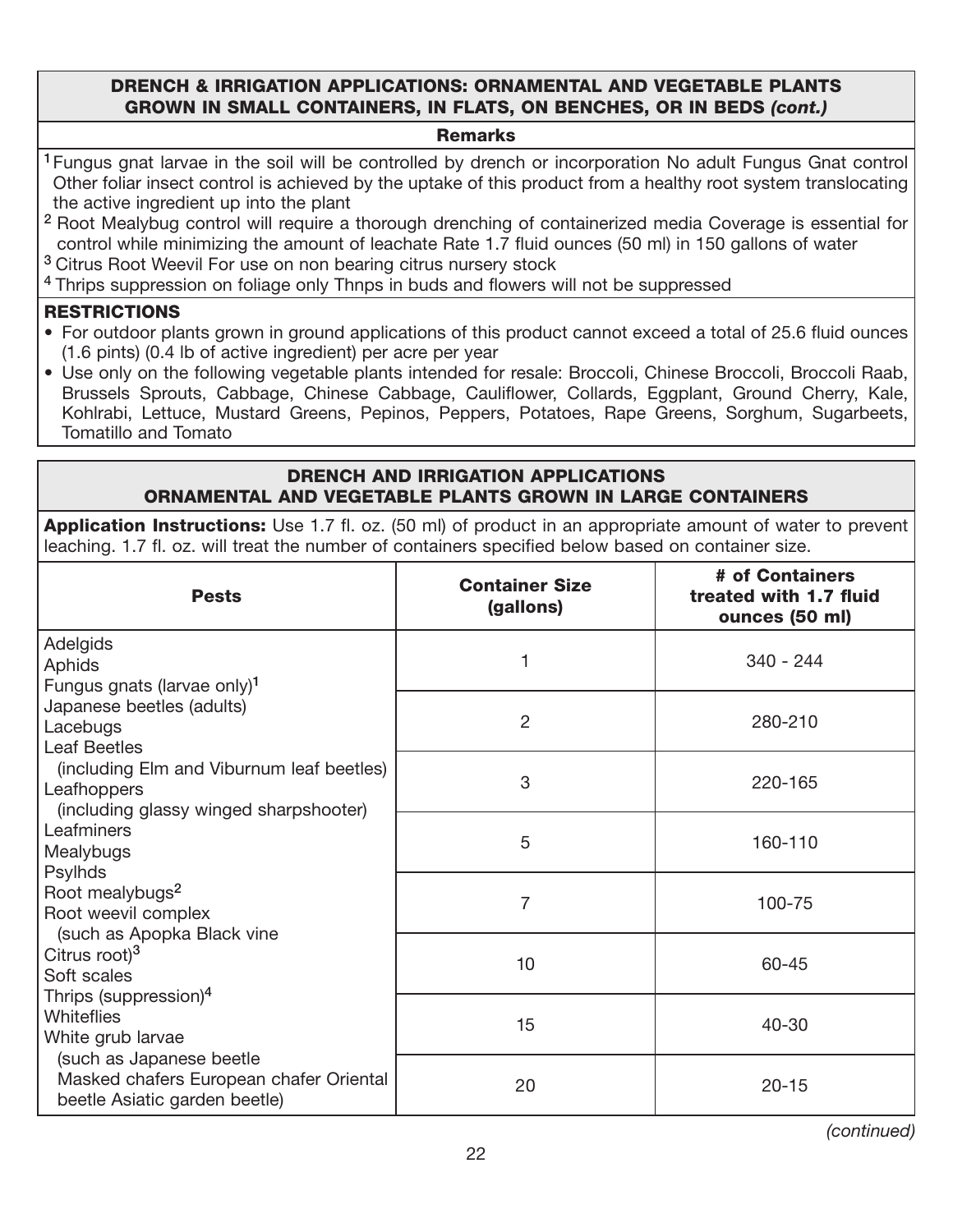## DRENCH & IRRIGATION APPLICATIONS: ORNAMENTAL AND VEGETABLE PLANTS GROWN IN SMALL CONTAINERS, IN FLATS, ON BENCHES, OR IN BEDS *(cont.)*

**Remarks**

[1] Fungus gnat larvae in the soil will be controlled by drench or incorporation No adult Fungus Gnat control Other foliar insect control is achieved by the uptake of this product from a healthy root system translocating the active ingredient up into the plant

[2] Root Mealybug control will require a thorough drenching of containerized media Coverage is essential for control while minimizing the amount of leachate Rate 1.7 fluid ounces (50 ml) in 150 gallons of water

[3] Citrus Root Weevil For use on non bearing citrus nursery stock

[4] Thrips suppression on foliage only Thnps in buds and flowers will not be suppressed

**RESTRICTIONS**

- For outdoor plants grown in ground applications of this product cannot exceed a total of 25.6 fluid ounces (1.6 pints) (0.4 lb of active ingredient) per acre per year
- Use only on the following vegetable plants intended for resale: Broccoli, Chinese Broccoli, Broccoli Raab, Brussels Sprouts, Cabbage, Chinese Cabbage, Cauliflower, Collards, Eggplant, Ground Cherry, Kale, Kohlrabi, Lettuce, Mustard Greens, Pepinos, Peppers, Potatoes, Rape Greens, Sorghum, Sugarbeets, Tomatillo and Tomato

## DRENCH AND IRRIGATION APPLICATIONS ORNAMENTAL AND VEGETABLE PLANTS GROWN IN LARGE CONTAINERS

**Application Instructions:** Use 1.7 fl. oz. (50 ml) of product in an appropriate amount of water to prevent leaching. 1.7 fl. oz. will treat the number of containers specified below based on container size.

| Pests | Container Size (gallons) | # of Containers treated with 1.7 fluid ounces (50 ml) |
|---|---|---|
| Adelgids<br>Aphids<br>Fungus gnats (larvae only)[1]<br>Japanese beetles (adults)<br>Lacebugs<br>Leaf Beetles<br>(including Elm and Viburnum leaf beetles)<br>Leafhoppers<br>(including glassy winged sharpshooter)<br>Leafminers<br>Mealybugs<br>Psylhds<br>Root mealybugs[2]<br>Root weevil complex<br>(such as Apopka Black vine<br>Citrus root)[3]<br>Soft scales<br>Thrips (suppression)[4]<br>Whiteflies<br>White grub larvae<br>(such as Japanese beetle<br>Masked chafers European chafer Oriental beetle Asiatic garden beetle) | 1 | 340 - 244 |
| | 2 | 280-210 |
| | 3 | 220-165 |
| | 5 | 160-110 |
| | 7 | 100-75 |
| | 10 | 60-45 |
| | 15 | 40-30 |
| | 20 | 20-15 |

*(continued)*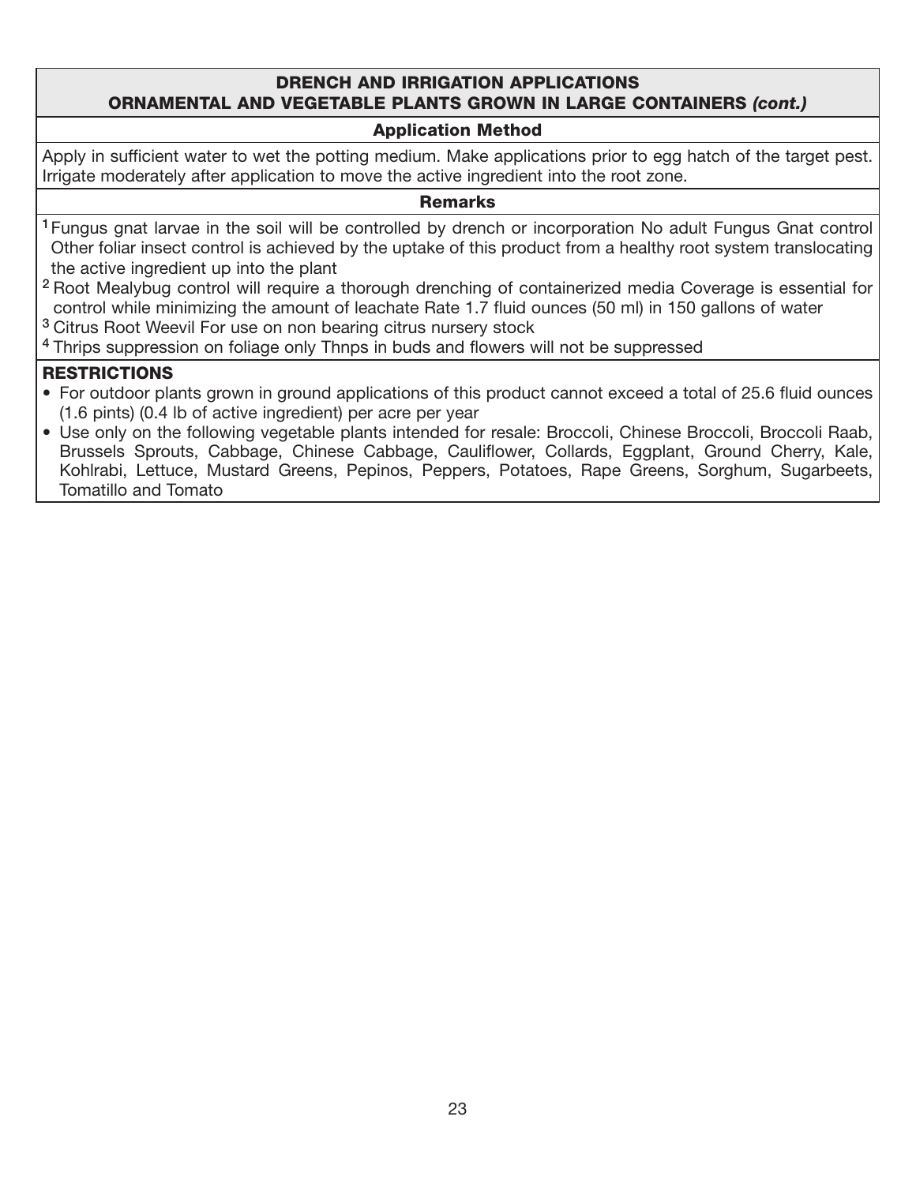## DRENCH AND IRRIGATION APPLICATIONS
## ORNAMENTAL AND VEGETABLE PLANTS GROWN IN LARGE CONTAINERS *(cont.)*

### Application Method

Apply in sufficient water to wet the potting medium. Make applications prior to egg hatch of the target pest. Irrigate moderately after application to move the active ingredient into the root zone.

### Remarks

[1] Fungus gnat larvae in the soil will be controlled by drench or incorporation No adult Fungus Gnat control Other foliar insect control is achieved by the uptake of this product from a healthy root system translocating the active ingredient up into the plant

[2] Root Mealybug control will require a thorough drenching of containerized media Coverage is essential for control while minimizing the amount of leachate Rate 1.7 fluid ounces (50 ml) in 150 gallons of water

[3] Citrus Root Weevil For use on non bearing citrus nursery stock

[4] Thrips suppression on foliage only Thnps in buds and flowers will not be suppressed

**RESTRICTIONS**

- For outdoor plants grown in ground applications of this product cannot exceed a total of 25.6 fluid ounces (1.6 pints) (0.4 lb of active ingredient) per acre per year
- Use only on the following vegetable plants intended for resale: Broccoli, Chinese Broccoli, Broccoli Raab, Brussels Sprouts, Cabbage, Chinese Cabbage, Cauliflower, Collards, Eggplant, Ground Cherry, Kale, Kohlrabi, Lettuce, Mustard Greens, Pepinos, Peppers, Potatoes, Rape Greens, Sorghum, Sugarbeets, Tomatillo and Tomato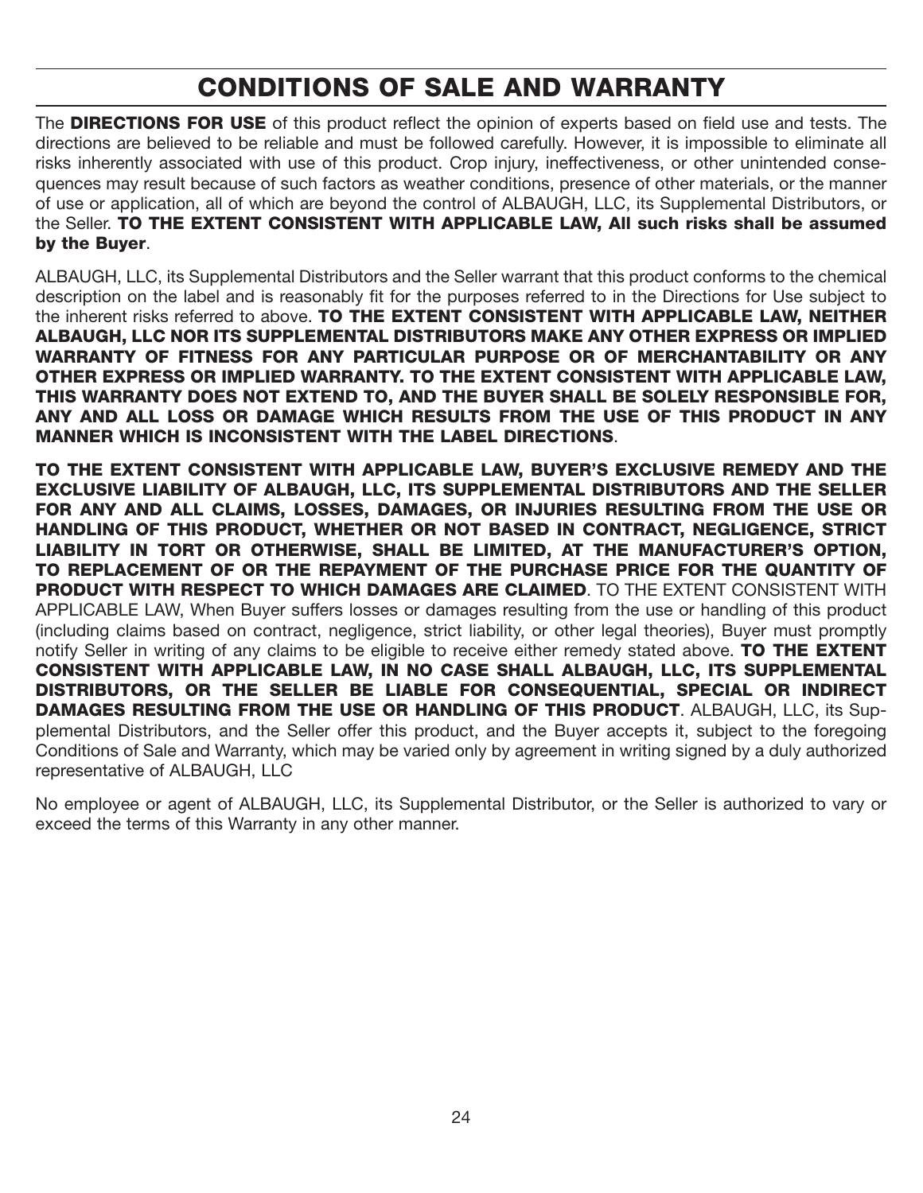# CONDITIONS OF SALE AND WARRANTY

The **DIRECTIONS FOR USE** of this product reflect the opinion of experts based on field use and tests. The directions are believed to be reliable and must be followed carefully. However, it is impossible to eliminate all risks inherently associated with use of this product. Crop injury, ineffectiveness, or other unintended consequences may result because of such factors as weather conditions, presence of other materials, or the manner of use or application, all of which are beyond the control of ALBAUGH, LLC, its Supplemental Distributors, or the Seller. **TO THE EXTENT CONSISTENT WITH APPLICABLE LAW, All such risks shall be assumed by the Buyer**.

ALBAUGH, LLC, its Supplemental Distributors and the Seller warrant that this product conforms to the chemical description on the label and is reasonably fit for the purposes referred to in the Directions for Use subject to the inherent risks referred to above. **TO THE EXTENT CONSISTENT WITH APPLICABLE LAW, NEITHER ALBAUGH, LLC NOR ITS SUPPLEMENTAL DISTRIBUTORS MAKE ANY OTHER EXPRESS OR IMPLIED WARRANTY OF FITNESS FOR ANY PARTICULAR PURPOSE OR OF MERCHANTABILITY OR ANY OTHER EXPRESS OR IMPLIED WARRANTY. TO THE EXTENT CONSISTENT WITH APPLICABLE LAW, THIS WARRANTY DOES NOT EXTEND TO, AND THE BUYER SHALL BE SOLELY RESPONSIBLE FOR, ANY AND ALL LOSS OR DAMAGE WHICH RESULTS FROM THE USE OF THIS PRODUCT IN ANY MANNER WHICH IS INCONSISTENT WITH THE LABEL DIRECTIONS**.

**TO THE EXTENT CONSISTENT WITH APPLICABLE LAW, BUYER'S EXCLUSIVE REMEDY AND THE EXCLUSIVE LIABILITY OF ALBAUGH, LLC, ITS SUPPLEMENTAL DISTRIBUTORS AND THE SELLER FOR ANY AND ALL CLAIMS, LOSSES, DAMAGES, OR INJURIES RESULTING FROM THE USE OR HANDLING OF THIS PRODUCT, WHETHER OR NOT BASED IN CONTRACT, NEGLIGENCE, STRICT LIABILITY IN TORT OR OTHERWISE, SHALL BE LIMITED, AT THE MANUFACTURER'S OPTION, TO REPLACEMENT OF OR THE REPAYMENT OF THE PURCHASE PRICE FOR THE QUANTITY OF PRODUCT WITH RESPECT TO WHICH DAMAGES ARE CLAIMED**. TO THE EXTENT CONSISTENT WITH APPLICABLE LAW, When Buyer suffers losses or damages resulting from the use or handling of this product (including claims based on contract, negligence, strict liability, or other legal theories), Buyer must promptly notify Seller in writing of any claims to be eligible to receive either remedy stated above. **TO THE EXTENT CONSISTENT WITH APPLICABLE LAW, IN NO CASE SHALL ALBAUGH, LLC, ITS SUPPLEMENTAL DISTRIBUTORS, OR THE SELLER BE LIABLE FOR CONSEQUENTIAL, SPECIAL OR INDIRECT DAMAGES RESULTING FROM THE USE OR HANDLING OF THIS PRODUCT**. ALBAUGH, LLC, its Supplemental Distributors, and the Seller offer this product, and the Buyer accepts it, subject to the foregoing Conditions of Sale and Warranty, which may be varied only by agreement in writing signed by a duly authorized representative of ALBAUGH, LLC

No employee or agent of ALBAUGH, LLC, its Supplemental Distributor, or the Seller is authorized to vary or exceed the terms of this Warranty in any other manner.